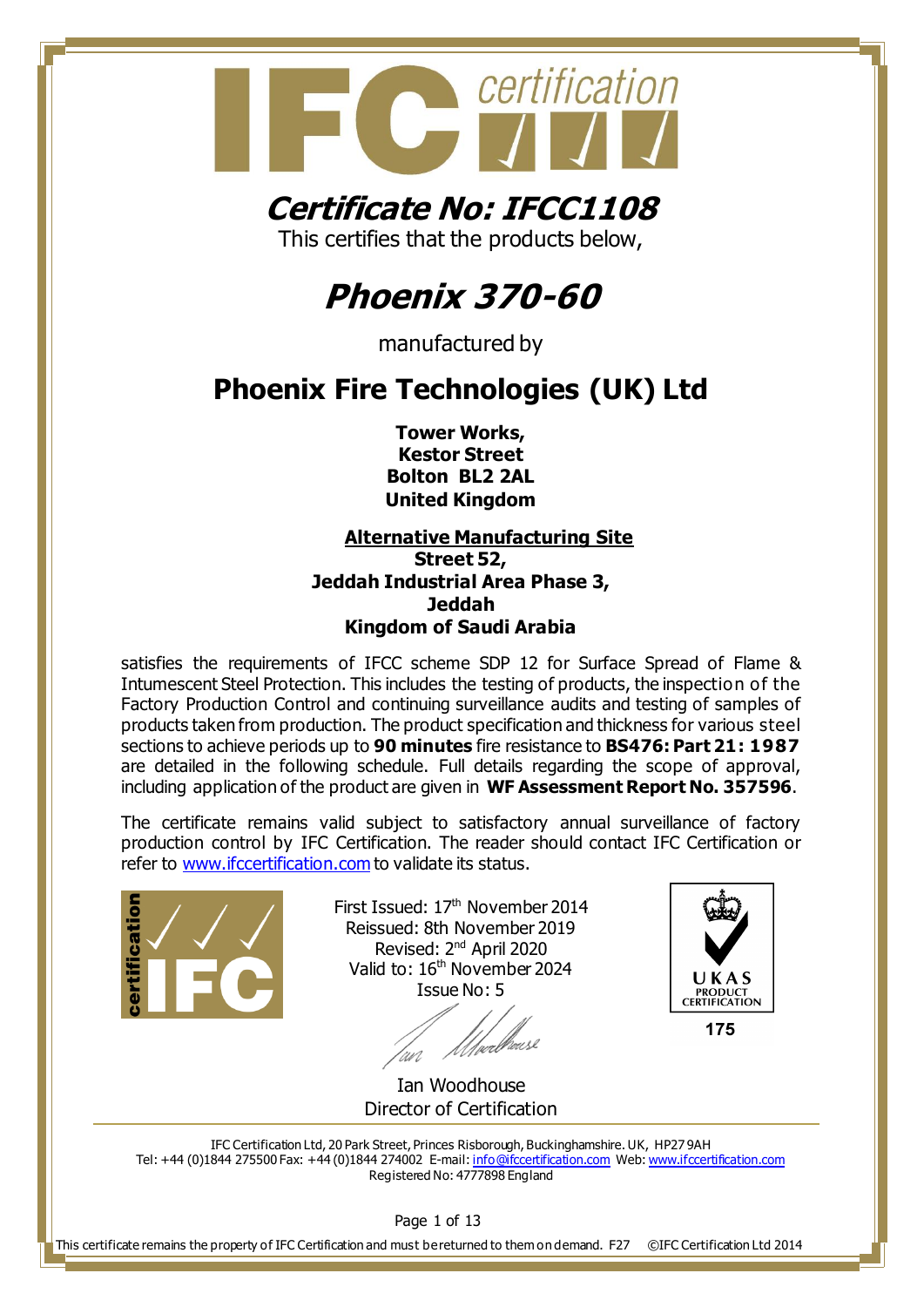# Certificate No: IFCC1108

This certifies that the products below,

# Phoenix 370-60

manufactured by

## Phoenix Fire Technologies (UK) Ltd

**Tower Works,**
**Kestor Street**
**Bolton BL2 2AL**
**United Kingdom**

**Alternative Manufacturing Site**
**Street 52,**
**Jeddah Industrial Area Phase 3,**
**Jeddah**
**Kingdom of Saudi Arabia**

satisfies the requirements of IFCC scheme SDP 12 for Surface Spread of Flame & Intumescent Steel Protection. This includes the testing of products, the inspection of the Factory Production Control and continuing surveillance audits and testing of samples of products taken from production. The product specification and thickness for various steel sections to achieve periods up to **90 minutes** fire resistance to **BS476: Part 21: 1987** are detailed in the following schedule. Full details regarding the scope of approval, including application of the product are given in **WF Assessment Report No. 357596**.

The certificate remains valid subject to satisfactory annual surveillance of factory production control by IFC Certification. The reader should contact IFC Certification or refer to www.ifccertification.com to validate its status.

First Issued: 17th November 2014
Reissued: 8th November 2019
Revised: 2nd April 2020
Valid to: 16th November 2024
Issue No: 5

Ian Woodhouse
Director of Certification

UKAS PRODUCT CERTIFICATION 175

IFC Certification Ltd, 20 Park Street, Princes Risborough, Buckinghamshire. UK, HP27 9AH
Tel: +44 (0)1844 275500 Fax: +44 (0)1844 274002 E-mail: info@ifccertification.com Web: www.ifccertification.com
Registered No: 4777898 England

This certificate remains the property of IFC Certification and must be returned to them on demand. F27 ©IFC Certification Ltd 2014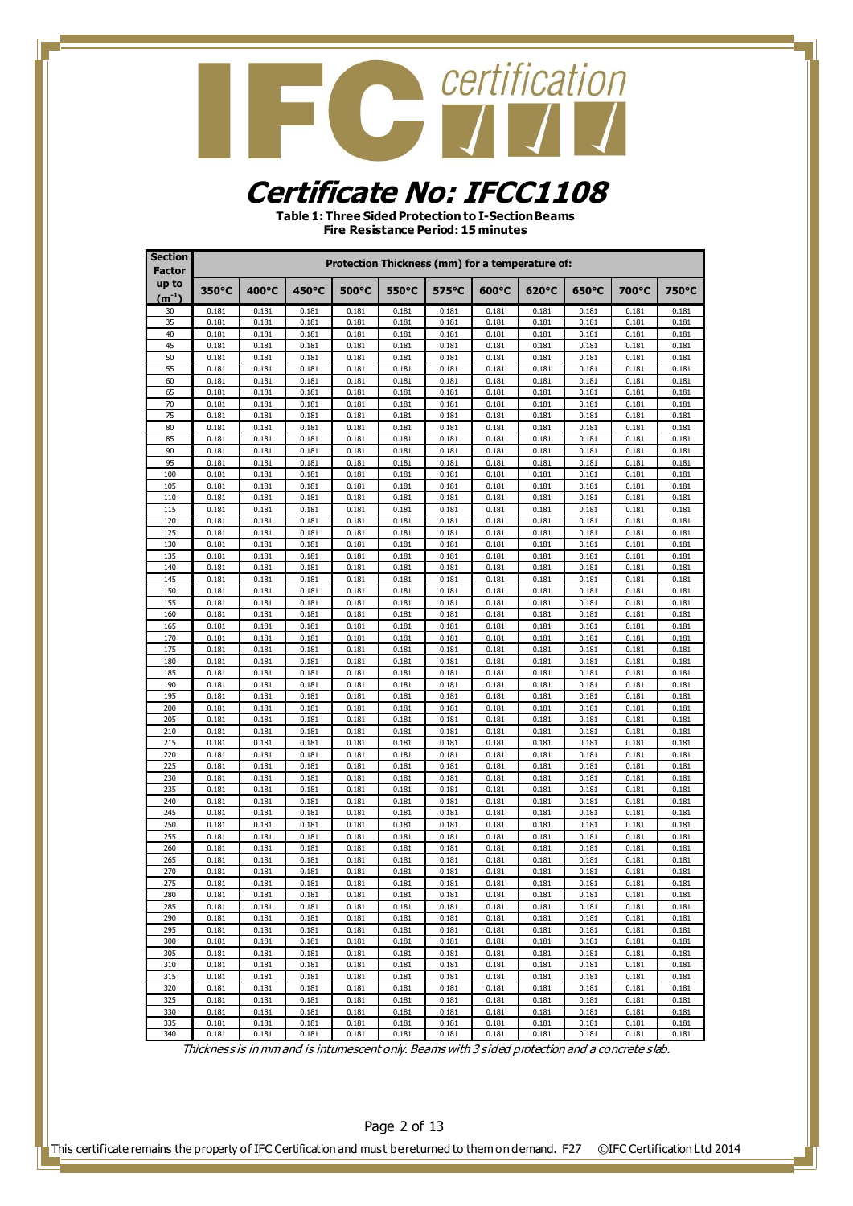# Certificate No: IFCC1108

**Table 1: Three Sided Protection to I-Section Beams**
**Fire Resistance Period: 15 minutes**

| Section Factor up to ($m^{-1}$) | Protection Thickness (mm) for a temperature of: | | | | | | | | | | |
|---|---|---|---|---|---|---|---|---|---|---|---|
| | 350°C | 400°C | 450°C | 500°C | 550°C | 575°C | 600°C | 620°C | 650°C | 700°C | 750°C |
| 30 | 0.181 | 0.181 | 0.181 | 0.181 | 0.181 | 0.181 | 0.181 | 0.181 | 0.181 | 0.181 | 0.181 |
| 35 | 0.181 | 0.181 | 0.181 | 0.181 | 0.181 | 0.181 | 0.181 | 0.181 | 0.181 | 0.181 | 0.181 |
| 40 | 0.181 | 0.181 | 0.181 | 0.181 | 0.181 | 0.181 | 0.181 | 0.181 | 0.181 | 0.181 | 0.181 |
| 45 | 0.181 | 0.181 | 0.181 | 0.181 | 0.181 | 0.181 | 0.181 | 0.181 | 0.181 | 0.181 | 0.181 |
| 50 | 0.181 | 0.181 | 0.181 | 0.181 | 0.181 | 0.181 | 0.181 | 0.181 | 0.181 | 0.181 | 0.181 |
| 55 | 0.181 | 0.181 | 0.181 | 0.181 | 0.181 | 0.181 | 0.181 | 0.181 | 0.181 | 0.181 | 0.181 |
| 60 | 0.181 | 0.181 | 0.181 | 0.181 | 0.181 | 0.181 | 0.181 | 0.181 | 0.181 | 0.181 | 0.181 |
| 65 | 0.181 | 0.181 | 0.181 | 0.181 | 0.181 | 0.181 | 0.181 | 0.181 | 0.181 | 0.181 | 0.181 |
| 70 | 0.181 | 0.181 | 0.181 | 0.181 | 0.181 | 0.181 | 0.181 | 0.181 | 0.181 | 0.181 | 0.181 |
| 75 | 0.181 | 0.181 | 0.181 | 0.181 | 0.181 | 0.181 | 0.181 | 0.181 | 0.181 | 0.181 | 0.181 |
| 80 | 0.181 | 0.181 | 0.181 | 0.181 | 0.181 | 0.181 | 0.181 | 0.181 | 0.181 | 0.181 | 0.181 |
| 85 | 0.181 | 0.181 | 0.181 | 0.181 | 0.181 | 0.181 | 0.181 | 0.181 | 0.181 | 0.181 | 0.181 |
| 90 | 0.181 | 0.181 | 0.181 | 0.181 | 0.181 | 0.181 | 0.181 | 0.181 | 0.181 | 0.181 | 0.181 |
| 95 | 0.181 | 0.181 | 0.181 | 0.181 | 0.181 | 0.181 | 0.181 | 0.181 | 0.181 | 0.181 | 0.181 |
| 100 | 0.181 | 0.181 | 0.181 | 0.181 | 0.181 | 0.181 | 0.181 | 0.181 | 0.181 | 0.181 | 0.181 |
| 105 | 0.181 | 0.181 | 0.181 | 0.181 | 0.181 | 0.181 | 0.181 | 0.181 | 0.181 | 0.181 | 0.181 |
| 110 | 0.181 | 0.181 | 0.181 | 0.181 | 0.181 | 0.181 | 0.181 | 0.181 | 0.181 | 0.181 | 0.181 |
| 115 | 0.181 | 0.181 | 0.181 | 0.181 | 0.181 | 0.181 | 0.181 | 0.181 | 0.181 | 0.181 | 0.181 |
| 120 | 0.181 | 0.181 | 0.181 | 0.181 | 0.181 | 0.181 | 0.181 | 0.181 | 0.181 | 0.181 | 0.181 |
| 125 | 0.181 | 0.181 | 0.181 | 0.181 | 0.181 | 0.181 | 0.181 | 0.181 | 0.181 | 0.181 | 0.181 |
| 130 | 0.181 | 0.181 | 0.181 | 0.181 | 0.181 | 0.181 | 0.181 | 0.181 | 0.181 | 0.181 | 0.181 |
| 135 | 0.181 | 0.181 | 0.181 | 0.181 | 0.181 | 0.181 | 0.181 | 0.181 | 0.181 | 0.181 | 0.181 |
| 140 | 0.181 | 0.181 | 0.181 | 0.181 | 0.181 | 0.181 | 0.181 | 0.181 | 0.181 | 0.181 | 0.181 |
| 145 | 0.181 | 0.181 | 0.181 | 0.181 | 0.181 | 0.181 | 0.181 | 0.181 | 0.181 | 0.181 | 0.181 |
| 150 | 0.181 | 0.181 | 0.181 | 0.181 | 0.181 | 0.181 | 0.181 | 0.181 | 0.181 | 0.181 | 0.181 |
| 155 | 0.181 | 0.181 | 0.181 | 0.181 | 0.181 | 0.181 | 0.181 | 0.181 | 0.181 | 0.181 | 0.181 |
| 160 | 0.181 | 0.181 | 0.181 | 0.181 | 0.181 | 0.181 | 0.181 | 0.181 | 0.181 | 0.181 | 0.181 |
| 165 | 0.181 | 0.181 | 0.181 | 0.181 | 0.181 | 0.181 | 0.181 | 0.181 | 0.181 | 0.181 | 0.181 |
| 170 | 0.181 | 0.181 | 0.181 | 0.181 | 0.181 | 0.181 | 0.181 | 0.181 | 0.181 | 0.181 | 0.181 |
| 175 | 0.181 | 0.181 | 0.181 | 0.181 | 0.181 | 0.181 | 0.181 | 0.181 | 0.181 | 0.181 | 0.181 |
| 180 | 0.181 | 0.181 | 0.181 | 0.181 | 0.181 | 0.181 | 0.181 | 0.181 | 0.181 | 0.181 | 0.181 |
| 185 | 0.181 | 0.181 | 0.181 | 0.181 | 0.181 | 0.181 | 0.181 | 0.181 | 0.181 | 0.181 | 0.181 |
| 190 | 0.181 | 0.181 | 0.181 | 0.181 | 0.181 | 0.181 | 0.181 | 0.181 | 0.181 | 0.181 | 0.181 |
| 195 | 0.181 | 0.181 | 0.181 | 0.181 | 0.181 | 0.181 | 0.181 | 0.181 | 0.181 | 0.181 | 0.181 |
| 200 | 0.181 | 0.181 | 0.181 | 0.181 | 0.181 | 0.181 | 0.181 | 0.181 | 0.181 | 0.181 | 0.181 |
| 205 | 0.181 | 0.181 | 0.181 | 0.181 | 0.181 | 0.181 | 0.181 | 0.181 | 0.181 | 0.181 | 0.181 |
| 210 | 0.181 | 0.181 | 0.181 | 0.181 | 0.181 | 0.181 | 0.181 | 0.181 | 0.181 | 0.181 | 0.181 |
| 215 | 0.181 | 0.181 | 0.181 | 0.181 | 0.181 | 0.181 | 0.181 | 0.181 | 0.181 | 0.181 | 0.181 |
| 220 | 0.181 | 0.181 | 0.181 | 0.181 | 0.181 | 0.181 | 0.181 | 0.181 | 0.181 | 0.181 | 0.181 |
| 225 | 0.181 | 0.181 | 0.181 | 0.181 | 0.181 | 0.181 | 0.181 | 0.181 | 0.181 | 0.181 | 0.181 |
| 230 | 0.181 | 0.181 | 0.181 | 0.181 | 0.181 | 0.181 | 0.181 | 0.181 | 0.181 | 0.181 | 0.181 |
| 235 | 0.181 | 0.181 | 0.181 | 0.181 | 0.181 | 0.181 | 0.181 | 0.181 | 0.181 | 0.181 | 0.181 |
| 240 | 0.181 | 0.181 | 0.181 | 0.181 | 0.181 | 0.181 | 0.181 | 0.181 | 0.181 | 0.181 | 0.181 |
| 245 | 0.181 | 0.181 | 0.181 | 0.181 | 0.181 | 0.181 | 0.181 | 0.181 | 0.181 | 0.181 | 0.181 |
| 250 | 0.181 | 0.181 | 0.181 | 0.181 | 0.181 | 0.181 | 0.181 | 0.181 | 0.181 | 0.181 | 0.181 |
| 255 | 0.181 | 0.181 | 0.181 | 0.181 | 0.181 | 0.181 | 0.181 | 0.181 | 0.181 | 0.181 | 0.181 |
| 260 | 0.181 | 0.181 | 0.181 | 0.181 | 0.181 | 0.181 | 0.181 | 0.181 | 0.181 | 0.181 | 0.181 |
| 265 | 0.181 | 0.181 | 0.181 | 0.181 | 0.181 | 0.181 | 0.181 | 0.181 | 0.181 | 0.181 | 0.181 |
| 270 | 0.181 | 0.181 | 0.181 | 0.181 | 0.181 | 0.181 | 0.181 | 0.181 | 0.181 | 0.181 | 0.181 |
| 275 | 0.181 | 0.181 | 0.181 | 0.181 | 0.181 | 0.181 | 0.181 | 0.181 | 0.181 | 0.181 | 0.181 |
| 280 | 0.181 | 0.181 | 0.181 | 0.181 | 0.181 | 0.181 | 0.181 | 0.181 | 0.181 | 0.181 | 0.181 |
| 285 | 0.181 | 0.181 | 0.181 | 0.181 | 0.181 | 0.181 | 0.181 | 0.181 | 0.181 | 0.181 | 0.181 |
| 290 | 0.181 | 0.181 | 0.181 | 0.181 | 0.181 | 0.181 | 0.181 | 0.181 | 0.181 | 0.181 | 0.181 |
| 295 | 0.181 | 0.181 | 0.181 | 0.181 | 0.181 | 0.181 | 0.181 | 0.181 | 0.181 | 0.181 | 0.181 |
| 300 | 0.181 | 0.181 | 0.181 | 0.181 | 0.181 | 0.181 | 0.181 | 0.181 | 0.181 | 0.181 | 0.181 |
| 305 | 0.181 | 0.181 | 0.181 | 0.181 | 0.181 | 0.181 | 0.181 | 0.181 | 0.181 | 0.181 | 0.181 |
| 310 | 0.181 | 0.181 | 0.181 | 0.181 | 0.181 | 0.181 | 0.181 | 0.181 | 0.181 | 0.181 | 0.181 |
| 315 | 0.181 | 0.181 | 0.181 | 0.181 | 0.181 | 0.181 | 0.181 | 0.181 | 0.181 | 0.181 | 0.181 |
| 320 | 0.181 | 0.181 | 0.181 | 0.181 | 0.181 | 0.181 | 0.181 | 0.181 | 0.181 | 0.181 | 0.181 |
| 325 | 0.181 | 0.181 | 0.181 | 0.181 | 0.181 | 0.181 | 0.181 | 0.181 | 0.181 | 0.181 | 0.181 |
| 330 | 0.181 | 0.181 | 0.181 | 0.181 | 0.181 | 0.181 | 0.181 | 0.181 | 0.181 | 0.181 | 0.181 |
| 335 | 0.181 | 0.181 | 0.181 | 0.181 | 0.181 | 0.181 | 0.181 | 0.181 | 0.181 | 0.181 | 0.181 |
| 340 | 0.181 | 0.181 | 0.181 | 0.181 | 0.181 | 0.181 | 0.181 | 0.181 | 0.181 | 0.181 | 0.181 |

*Thickness is in mm and is intumescent only. Beams with 3 sided protection and a concrete slab.*

This certificate remains the property of IFC Certification and must be returned to them on demand. F27 ©IFC Certification Ltd 2014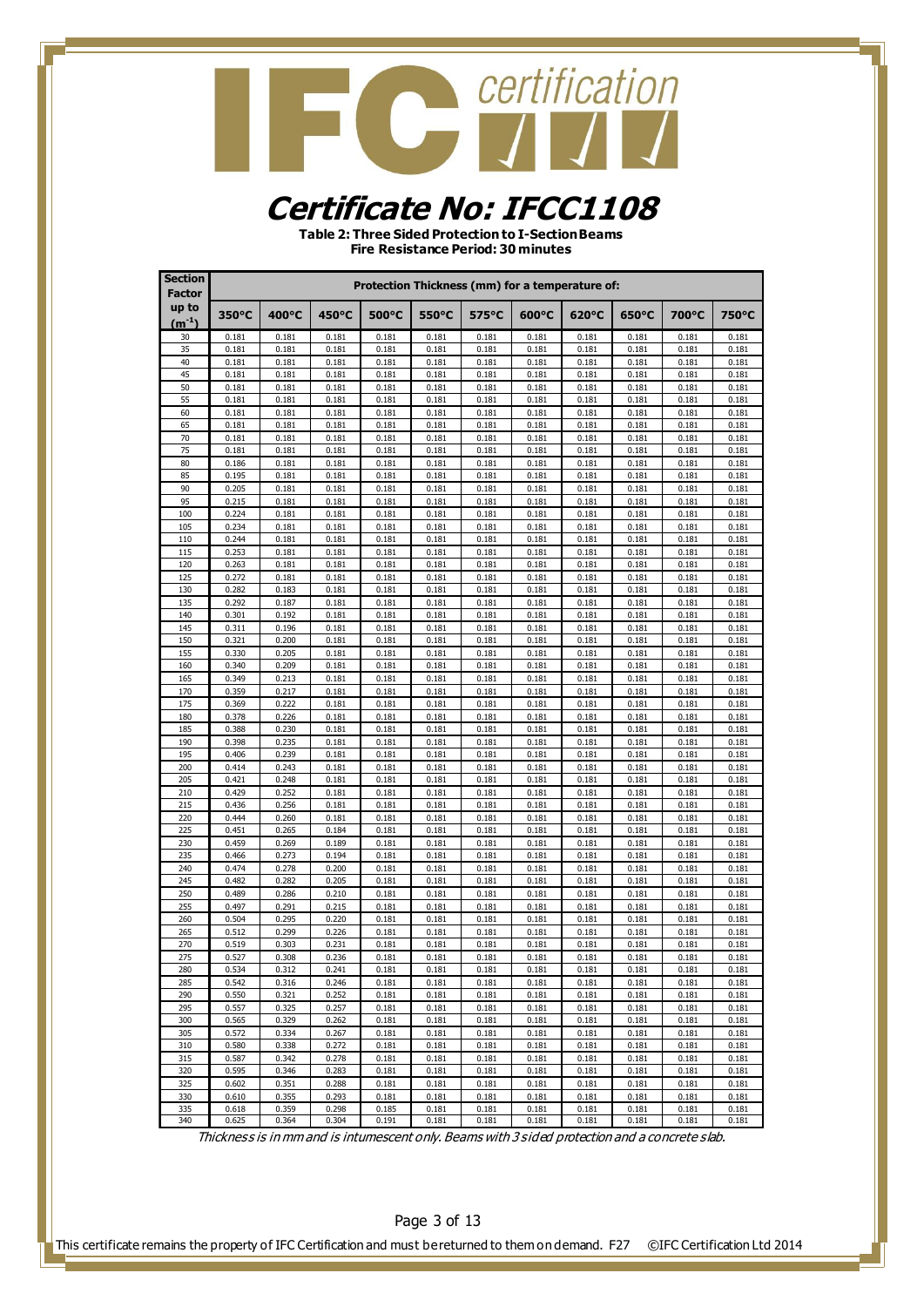# Certificate No: IFCC1108

**Table 2: Three Sided Protection to I-Section Beams**
**Fire Resistance Period: 30 minutes**

| Section Factor up to ($m^{-1}$) | Protection Thickness (mm) for a temperature of: | | | | | | | | | | |
|---|---|---|---|---|---|---|---|---|---|---|---|
| | 350°C | 400°C | 450°C | 500°C | 550°C | 575°C | 600°C | 620°C | 650°C | 700°C | 750°C |
| 30 | 0.181 | 0.181 | 0.181 | 0.181 | 0.181 | 0.181 | 0.181 | 0.181 | 0.181 | 0.181 | 0.181 |
| 35 | 0.181 | 0.181 | 0.181 | 0.181 | 0.181 | 0.181 | 0.181 | 0.181 | 0.181 | 0.181 | 0.181 |
| 40 | 0.181 | 0.181 | 0.181 | 0.181 | 0.181 | 0.181 | 0.181 | 0.181 | 0.181 | 0.181 | 0.181 |
| 45 | 0.181 | 0.181 | 0.181 | 0.181 | 0.181 | 0.181 | 0.181 | 0.181 | 0.181 | 0.181 | 0.181 |
| 50 | 0.181 | 0.181 | 0.181 | 0.181 | 0.181 | 0.181 | 0.181 | 0.181 | 0.181 | 0.181 | 0.181 |
| 55 | 0.181 | 0.181 | 0.181 | 0.181 | 0.181 | 0.181 | 0.181 | 0.181 | 0.181 | 0.181 | 0.181 |
| 60 | 0.181 | 0.181 | 0.181 | 0.181 | 0.181 | 0.181 | 0.181 | 0.181 | 0.181 | 0.181 | 0.181 |
| 65 | 0.181 | 0.181 | 0.181 | 0.181 | 0.181 | 0.181 | 0.181 | 0.181 | 0.181 | 0.181 | 0.181 |
| 70 | 0.181 | 0.181 | 0.181 | 0.181 | 0.181 | 0.181 | 0.181 | 0.181 | 0.181 | 0.181 | 0.181 |
| 75 | 0.181 | 0.181 | 0.181 | 0.181 | 0.181 | 0.181 | 0.181 | 0.181 | 0.181 | 0.181 | 0.181 |
| 80 | 0.186 | 0.181 | 0.181 | 0.181 | 0.181 | 0.181 | 0.181 | 0.181 | 0.181 | 0.181 | 0.181 |
| 85 | 0.195 | 0.181 | 0.181 | 0.181 | 0.181 | 0.181 | 0.181 | 0.181 | 0.181 | 0.181 | 0.181 |
| 90 | 0.205 | 0.181 | 0.181 | 0.181 | 0.181 | 0.181 | 0.181 | 0.181 | 0.181 | 0.181 | 0.181 |
| 95 | 0.215 | 0.181 | 0.181 | 0.181 | 0.181 | 0.181 | 0.181 | 0.181 | 0.181 | 0.181 | 0.181 |
| 100 | 0.224 | 0.181 | 0.181 | 0.181 | 0.181 | 0.181 | 0.181 | 0.181 | 0.181 | 0.181 | 0.181 |
| 105 | 0.234 | 0.181 | 0.181 | 0.181 | 0.181 | 0.181 | 0.181 | 0.181 | 0.181 | 0.181 | 0.181 |
| 110 | 0.244 | 0.181 | 0.181 | 0.181 | 0.181 | 0.181 | 0.181 | 0.181 | 0.181 | 0.181 | 0.181 |
| 115 | 0.253 | 0.181 | 0.181 | 0.181 | 0.181 | 0.181 | 0.181 | 0.181 | 0.181 | 0.181 | 0.181 |
| 120 | 0.263 | 0.181 | 0.181 | 0.181 | 0.181 | 0.181 | 0.181 | 0.181 | 0.181 | 0.181 | 0.181 |
| 125 | 0.272 | 0.181 | 0.181 | 0.181 | 0.181 | 0.181 | 0.181 | 0.181 | 0.181 | 0.181 | 0.181 |
| 130 | 0.282 | 0.183 | 0.181 | 0.181 | 0.181 | 0.181 | 0.181 | 0.181 | 0.181 | 0.181 | 0.181 |
| 135 | 0.292 | 0.187 | 0.181 | 0.181 | 0.181 | 0.181 | 0.181 | 0.181 | 0.181 | 0.181 | 0.181 |
| 140 | 0.301 | 0.192 | 0.181 | 0.181 | 0.181 | 0.181 | 0.181 | 0.181 | 0.181 | 0.181 | 0.181 |
| 145 | 0.311 | 0.196 | 0.181 | 0.181 | 0.181 | 0.181 | 0.181 | 0.181 | 0.181 | 0.181 | 0.181 |
| 150 | 0.321 | 0.200 | 0.181 | 0.181 | 0.181 | 0.181 | 0.181 | 0.181 | 0.181 | 0.181 | 0.181 |
| 155 | 0.330 | 0.205 | 0.181 | 0.181 | 0.181 | 0.181 | 0.181 | 0.181 | 0.181 | 0.181 | 0.181 |
| 160 | 0.340 | 0.209 | 0.181 | 0.181 | 0.181 | 0.181 | 0.181 | 0.181 | 0.181 | 0.181 | 0.181 |
| 165 | 0.349 | 0.213 | 0.181 | 0.181 | 0.181 | 0.181 | 0.181 | 0.181 | 0.181 | 0.181 | 0.181 |
| 170 | 0.359 | 0.217 | 0.181 | 0.181 | 0.181 | 0.181 | 0.181 | 0.181 | 0.181 | 0.181 | 0.181 |
| 175 | 0.369 | 0.222 | 0.181 | 0.181 | 0.181 | 0.181 | 0.181 | 0.181 | 0.181 | 0.181 | 0.181 |
| 180 | 0.378 | 0.226 | 0.181 | 0.181 | 0.181 | 0.181 | 0.181 | 0.181 | 0.181 | 0.181 | 0.181 |
| 185 | 0.388 | 0.230 | 0.181 | 0.181 | 0.181 | 0.181 | 0.181 | 0.181 | 0.181 | 0.181 | 0.181 |
| 190 | 0.398 | 0.235 | 0.181 | 0.181 | 0.181 | 0.181 | 0.181 | 0.181 | 0.181 | 0.181 | 0.181 |
| 195 | 0.406 | 0.239 | 0.181 | 0.181 | 0.181 | 0.181 | 0.181 | 0.181 | 0.181 | 0.181 | 0.181 |
| 200 | 0.414 | 0.243 | 0.181 | 0.181 | 0.181 | 0.181 | 0.181 | 0.181 | 0.181 | 0.181 | 0.181 |
| 205 | 0.421 | 0.248 | 0.181 | 0.181 | 0.181 | 0.181 | 0.181 | 0.181 | 0.181 | 0.181 | 0.181 |
| 210 | 0.429 | 0.252 | 0.181 | 0.181 | 0.181 | 0.181 | 0.181 | 0.181 | 0.181 | 0.181 | 0.181 |
| 215 | 0.436 | 0.256 | 0.181 | 0.181 | 0.181 | 0.181 | 0.181 | 0.181 | 0.181 | 0.181 | 0.181 |
| 220 | 0.444 | 0.260 | 0.181 | 0.181 | 0.181 | 0.181 | 0.181 | 0.181 | 0.181 | 0.181 | 0.181 |
| 225 | 0.451 | 0.265 | 0.184 | 0.181 | 0.181 | 0.181 | 0.181 | 0.181 | 0.181 | 0.181 | 0.181 |
| 230 | 0.459 | 0.269 | 0.189 | 0.181 | 0.181 | 0.181 | 0.181 | 0.181 | 0.181 | 0.181 | 0.181 |
| 235 | 0.466 | 0.273 | 0.194 | 0.181 | 0.181 | 0.181 | 0.181 | 0.181 | 0.181 | 0.181 | 0.181 |
| 240 | 0.474 | 0.278 | 0.200 | 0.181 | 0.181 | 0.181 | 0.181 | 0.181 | 0.181 | 0.181 | 0.181 |
| 245 | 0.482 | 0.282 | 0.205 | 0.181 | 0.181 | 0.181 | 0.181 | 0.181 | 0.181 | 0.181 | 0.181 |
| 250 | 0.489 | 0.286 | 0.210 | 0.181 | 0.181 | 0.181 | 0.181 | 0.181 | 0.181 | 0.181 | 0.181 |
| 255 | 0.497 | 0.291 | 0.215 | 0.181 | 0.181 | 0.181 | 0.181 | 0.181 | 0.181 | 0.181 | 0.181 |
| 260 | 0.504 | 0.295 | 0.220 | 0.181 | 0.181 | 0.181 | 0.181 | 0.181 | 0.181 | 0.181 | 0.181 |
| 265 | 0.512 | 0.299 | 0.226 | 0.181 | 0.181 | 0.181 | 0.181 | 0.181 | 0.181 | 0.181 | 0.181 |
| 270 | 0.519 | 0.303 | 0.231 | 0.181 | 0.181 | 0.181 | 0.181 | 0.181 | 0.181 | 0.181 | 0.181 |
| 275 | 0.527 | 0.308 | 0.236 | 0.181 | 0.181 | 0.181 | 0.181 | 0.181 | 0.181 | 0.181 | 0.181 |
| 280 | 0.534 | 0.312 | 0.241 | 0.181 | 0.181 | 0.181 | 0.181 | 0.181 | 0.181 | 0.181 | 0.181 |
| 285 | 0.542 | 0.316 | 0.246 | 0.181 | 0.181 | 0.181 | 0.181 | 0.181 | 0.181 | 0.181 | 0.181 |
| 290 | 0.550 | 0.321 | 0.252 | 0.181 | 0.181 | 0.181 | 0.181 | 0.181 | 0.181 | 0.181 | 0.181 |
| 295 | 0.557 | 0.325 | 0.257 | 0.181 | 0.181 | 0.181 | 0.181 | 0.181 | 0.181 | 0.181 | 0.181 |
| 300 | 0.565 | 0.329 | 0.262 | 0.181 | 0.181 | 0.181 | 0.181 | 0.181 | 0.181 | 0.181 | 0.181 |
| 305 | 0.572 | 0.334 | 0.267 | 0.181 | 0.181 | 0.181 | 0.181 | 0.181 | 0.181 | 0.181 | 0.181 |
| 310 | 0.580 | 0.338 | 0.272 | 0.181 | 0.181 | 0.181 | 0.181 | 0.181 | 0.181 | 0.181 | 0.181 |
| 315 | 0.587 | 0.342 | 0.278 | 0.181 | 0.181 | 0.181 | 0.181 | 0.181 | 0.181 | 0.181 | 0.181 |
| 320 | 0.595 | 0.346 | 0.283 | 0.181 | 0.181 | 0.181 | 0.181 | 0.181 | 0.181 | 0.181 | 0.181 |
| 325 | 0.602 | 0.351 | 0.288 | 0.181 | 0.181 | 0.181 | 0.181 | 0.181 | 0.181 | 0.181 | 0.181 |
| 330 | 0.610 | 0.355 | 0.293 | 0.181 | 0.181 | 0.181 | 0.181 | 0.181 | 0.181 | 0.181 | 0.181 |
| 335 | 0.618 | 0.359 | 0.298 | 0.185 | 0.181 | 0.181 | 0.181 | 0.181 | 0.181 | 0.181 | 0.181 |
| 340 | 0.625 | 0.364 | 0.304 | 0.191 | 0.181 | 0.181 | 0.181 | 0.181 | 0.181 | 0.181 | 0.181 |

*Thickness is in mm and is intumescent only. Beams with 3 sided protection and a concrete slab.*

This certificate remains the property of IFC Certification and must be returned to them on demand. F27 ©IFC Certification Ltd 2014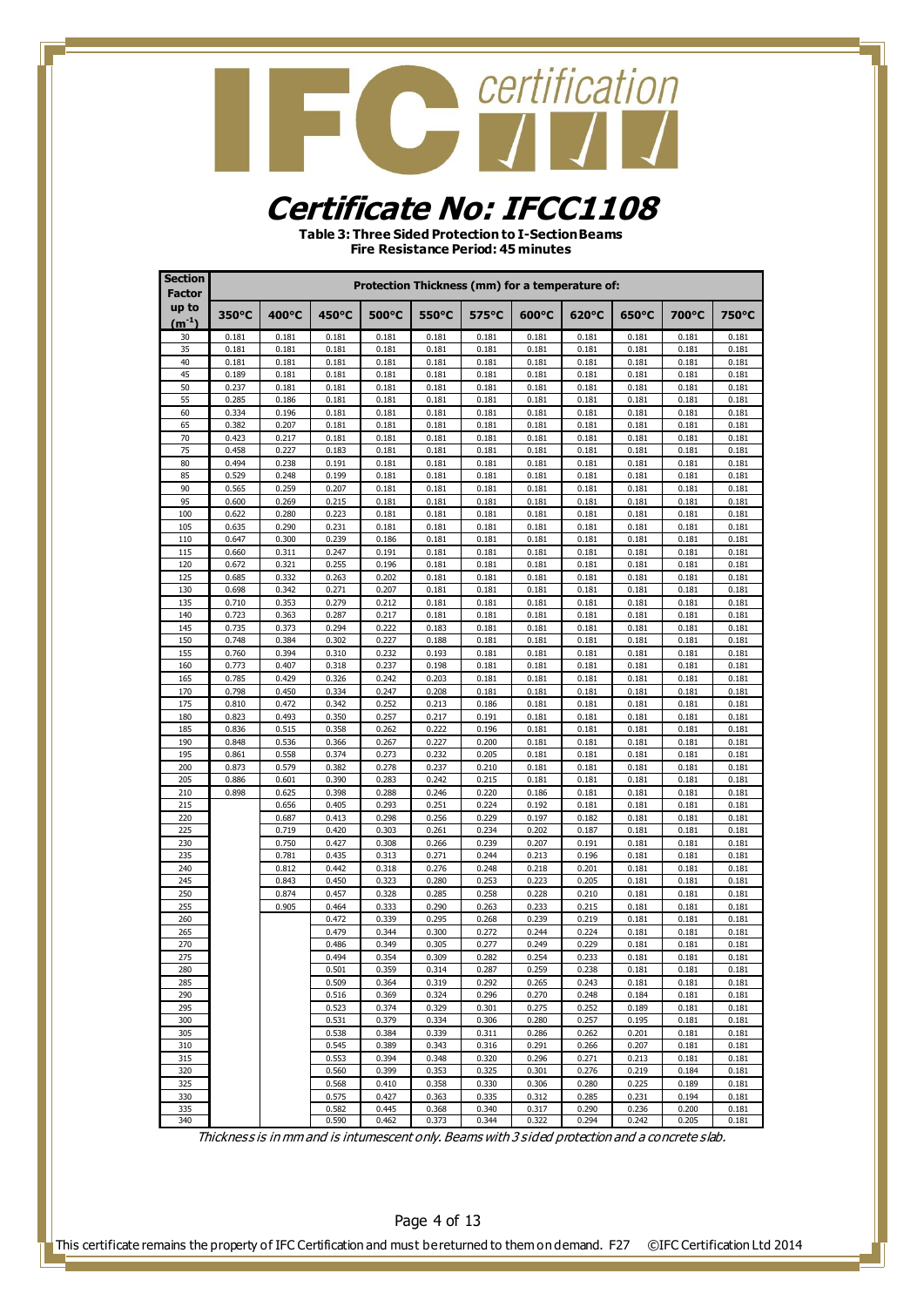# Certificate No: IFCC1108

**Table 3: Three Sided Protection to I-Section Beams**
**Fire Resistance Period: 45 minutes**

| Section Factor up to ($m^{-1}$) | Protection Thickness (mm) for a temperature of: | | | | | | | | | | |
|---|---|---|---|---|---|---|---|---|---|---|---|
| | 350°C | 400°C | 450°C | 500°C | 550°C | 575°C | 600°C | 620°C | 650°C | 700°C | 750°C |
| 30 | 0.181 | 0.181 | 0.181 | 0.181 | 0.181 | 0.181 | 0.181 | 0.181 | 0.181 | 0.181 | 0.181 |
| 35 | 0.181 | 0.181 | 0.181 | 0.181 | 0.181 | 0.181 | 0.181 | 0.181 | 0.181 | 0.181 | 0.181 |
| 40 | 0.181 | 0.181 | 0.181 | 0.181 | 0.181 | 0.181 | 0.181 | 0.181 | 0.181 | 0.181 | 0.181 |
| 45 | 0.189 | 0.181 | 0.181 | 0.181 | 0.181 | 0.181 | 0.181 | 0.181 | 0.181 | 0.181 | 0.181 |
| 50 | 0.237 | 0.181 | 0.181 | 0.181 | 0.181 | 0.181 | 0.181 | 0.181 | 0.181 | 0.181 | 0.181 |
| 55 | 0.285 | 0.186 | 0.181 | 0.181 | 0.181 | 0.181 | 0.181 | 0.181 | 0.181 | 0.181 | 0.181 |
| 60 | 0.334 | 0.196 | 0.181 | 0.181 | 0.181 | 0.181 | 0.181 | 0.181 | 0.181 | 0.181 | 0.181 |
| 65 | 0.382 | 0.207 | 0.181 | 0.181 | 0.181 | 0.181 | 0.181 | 0.181 | 0.181 | 0.181 | 0.181 |
| 70 | 0.423 | 0.217 | 0.181 | 0.181 | 0.181 | 0.181 | 0.181 | 0.181 | 0.181 | 0.181 | 0.181 |
| 75 | 0.458 | 0.227 | 0.183 | 0.181 | 0.181 | 0.181 | 0.181 | 0.181 | 0.181 | 0.181 | 0.181 |
| 80 | 0.494 | 0.238 | 0.191 | 0.181 | 0.181 | 0.181 | 0.181 | 0.181 | 0.181 | 0.181 | 0.181 |
| 85 | 0.529 | 0.248 | 0.199 | 0.181 | 0.181 | 0.181 | 0.181 | 0.181 | 0.181 | 0.181 | 0.181 |
| 90 | 0.565 | 0.259 | 0.207 | 0.181 | 0.181 | 0.181 | 0.181 | 0.181 | 0.181 | 0.181 | 0.181 |
| 95 | 0.600 | 0.269 | 0.215 | 0.181 | 0.181 | 0.181 | 0.181 | 0.181 | 0.181 | 0.181 | 0.181 |
| 100 | 0.622 | 0.280 | 0.223 | 0.181 | 0.181 | 0.181 | 0.181 | 0.181 | 0.181 | 0.181 | 0.181 |
| 105 | 0.635 | 0.290 | 0.231 | 0.181 | 0.181 | 0.181 | 0.181 | 0.181 | 0.181 | 0.181 | 0.181 |
| 110 | 0.647 | 0.300 | 0.239 | 0.186 | 0.181 | 0.181 | 0.181 | 0.181 | 0.181 | 0.181 | 0.181 |
| 115 | 0.660 | 0.311 | 0.247 | 0.191 | 0.181 | 0.181 | 0.181 | 0.181 | 0.181 | 0.181 | 0.181 |
| 120 | 0.672 | 0.321 | 0.255 | 0.196 | 0.181 | 0.181 | 0.181 | 0.181 | 0.181 | 0.181 | 0.181 |
| 125 | 0.685 | 0.332 | 0.263 | 0.202 | 0.181 | 0.181 | 0.181 | 0.181 | 0.181 | 0.181 | 0.181 |
| 130 | 0.698 | 0.342 | 0.271 | 0.207 | 0.181 | 0.181 | 0.181 | 0.181 | 0.181 | 0.181 | 0.181 |
| 135 | 0.710 | 0.353 | 0.279 | 0.212 | 0.181 | 0.181 | 0.181 | 0.181 | 0.181 | 0.181 | 0.181 |
| 140 | 0.723 | 0.363 | 0.287 | 0.217 | 0.181 | 0.181 | 0.181 | 0.181 | 0.181 | 0.181 | 0.181 |
| 145 | 0.735 | 0.373 | 0.294 | 0.222 | 0.183 | 0.181 | 0.181 | 0.181 | 0.181 | 0.181 | 0.181 |
| 150 | 0.748 | 0.384 | 0.302 | 0.227 | 0.188 | 0.181 | 0.181 | 0.181 | 0.181 | 0.181 | 0.181 |
| 155 | 0.760 | 0.394 | 0.310 | 0.232 | 0.193 | 0.181 | 0.181 | 0.181 | 0.181 | 0.181 | 0.181 |
| 160 | 0.773 | 0.407 | 0.318 | 0.237 | 0.198 | 0.181 | 0.181 | 0.181 | 0.181 | 0.181 | 0.181 |
| 165 | 0.785 | 0.429 | 0.326 | 0.242 | 0.203 | 0.181 | 0.181 | 0.181 | 0.181 | 0.181 | 0.181 |
| 170 | 0.798 | 0.450 | 0.334 | 0.247 | 0.208 | 0.181 | 0.181 | 0.181 | 0.181 | 0.181 | 0.181 |
| 175 | 0.810 | 0.472 | 0.342 | 0.252 | 0.213 | 0.186 | 0.181 | 0.181 | 0.181 | 0.181 | 0.181 |
| 180 | 0.823 | 0.493 | 0.350 | 0.257 | 0.217 | 0.191 | 0.181 | 0.181 | 0.181 | 0.181 | 0.181 |
| 185 | 0.836 | 0.515 | 0.358 | 0.262 | 0.222 | 0.196 | 0.181 | 0.181 | 0.181 | 0.181 | 0.181 |
| 190 | 0.848 | 0.536 | 0.366 | 0.267 | 0.227 | 0.200 | 0.181 | 0.181 | 0.181 | 0.181 | 0.181 |
| 195 | 0.861 | 0.558 | 0.374 | 0.273 | 0.232 | 0.205 | 0.181 | 0.181 | 0.181 | 0.181 | 0.181 |
| 200 | 0.873 | 0.579 | 0.382 | 0.278 | 0.237 | 0.210 | 0.181 | 0.181 | 0.181 | 0.181 | 0.181 |
| 205 | 0.886 | 0.601 | 0.390 | 0.283 | 0.242 | 0.215 | 0.181 | 0.181 | 0.181 | 0.181 | 0.181 |
| 210 | 0.898 | 0.625 | 0.398 | 0.288 | 0.246 | 0.220 | 0.186 | 0.181 | 0.181 | 0.181 | 0.181 |
| 215 | | 0.656 | 0.405 | 0.293 | 0.251 | 0.224 | 0.192 | 0.181 | 0.181 | 0.181 | 0.181 |
| 220 | | 0.687 | 0.413 | 0.298 | 0.256 | 0.229 | 0.197 | 0.182 | 0.181 | 0.181 | 0.181 |
| 225 | | 0.719 | 0.420 | 0.303 | 0.261 | 0.234 | 0.202 | 0.187 | 0.181 | 0.181 | 0.181 |
| 230 | | 0.750 | 0.427 | 0.308 | 0.266 | 0.239 | 0.207 | 0.191 | 0.181 | 0.181 | 0.181 |
| 235 | | 0.781 | 0.435 | 0.313 | 0.271 | 0.244 | 0.213 | 0.196 | 0.181 | 0.181 | 0.181 |
| 240 | | 0.812 | 0.442 | 0.318 | 0.276 | 0.248 | 0.218 | 0.201 | 0.181 | 0.181 | 0.181 |
| 245 | | 0.843 | 0.450 | 0.323 | 0.280 | 0.253 | 0.223 | 0.205 | 0.181 | 0.181 | 0.181 |
| 250 | | 0.874 | 0.457 | 0.328 | 0.285 | 0.258 | 0.228 | 0.210 | 0.181 | 0.181 | 0.181 |
| 255 | | 0.905 | 0.464 | 0.333 | 0.290 | 0.263 | 0.233 | 0.215 | 0.181 | 0.181 | 0.181 |
| 260 | | | 0.472 | 0.339 | 0.295 | 0.268 | 0.239 | 0.219 | 0.181 | 0.181 | 0.181 |
| 265 | | | 0.479 | 0.344 | 0.300 | 0.272 | 0.244 | 0.224 | 0.181 | 0.181 | 0.181 |
| 270 | | | 0.486 | 0.349 | 0.305 | 0.277 | 0.249 | 0.229 | 0.181 | 0.181 | 0.181 |
| 275 | | | 0.494 | 0.354 | 0.309 | 0.282 | 0.254 | 0.233 | 0.181 | 0.181 | 0.181 |
| 280 | | | 0.501 | 0.359 | 0.314 | 0.287 | 0.259 | 0.238 | 0.181 | 0.181 | 0.181 |
| 285 | | | 0.509 | 0.364 | 0.319 | 0.292 | 0.265 | 0.243 | 0.181 | 0.181 | 0.181 |
| 290 | | | 0.516 | 0.369 | 0.324 | 0.296 | 0.270 | 0.248 | 0.184 | 0.181 | 0.181 |
| 295 | | | 0.523 | 0.374 | 0.329 | 0.301 | 0.275 | 0.252 | 0.189 | 0.181 | 0.181 |
| 300 | | | 0.531 | 0.379 | 0.334 | 0.306 | 0.280 | 0.257 | 0.195 | 0.181 | 0.181 |
| 305 | | | 0.538 | 0.384 | 0.339 | 0.311 | 0.286 | 0.262 | 0.201 | 0.181 | 0.181 |
| 310 | | | 0.545 | 0.389 | 0.343 | 0.316 | 0.291 | 0.266 | 0.207 | 0.181 | 0.181 |
| 315 | | | 0.553 | 0.394 | 0.348 | 0.320 | 0.296 | 0.271 | 0.213 | 0.181 | 0.181 |
| 320 | | | 0.560 | 0.399 | 0.353 | 0.325 | 0.301 | 0.276 | 0.219 | 0.184 | 0.181 |
| 325 | | | 0.568 | 0.410 | 0.358 | 0.330 | 0.306 | 0.280 | 0.225 | 0.189 | 0.181 |
| 330 | | | 0.575 | 0.427 | 0.363 | 0.335 | 0.312 | 0.285 | 0.231 | 0.194 | 0.181 |
| 335 | | | 0.582 | 0.445 | 0.368 | 0.340 | 0.317 | 0.290 | 0.236 | 0.200 | 0.181 |
| 340 | | | 0.590 | 0.462 | 0.373 | 0.344 | 0.322 | 0.294 | 0.242 | 0.205 | 0.181 |

*Thickness is in mm and is intumescent only. Beams with 3 sided protection and a concrete slab.*

This certificate remains the property of IFC Certification and must be returned to them on demand. F27 ©IFC Certification Ltd 2014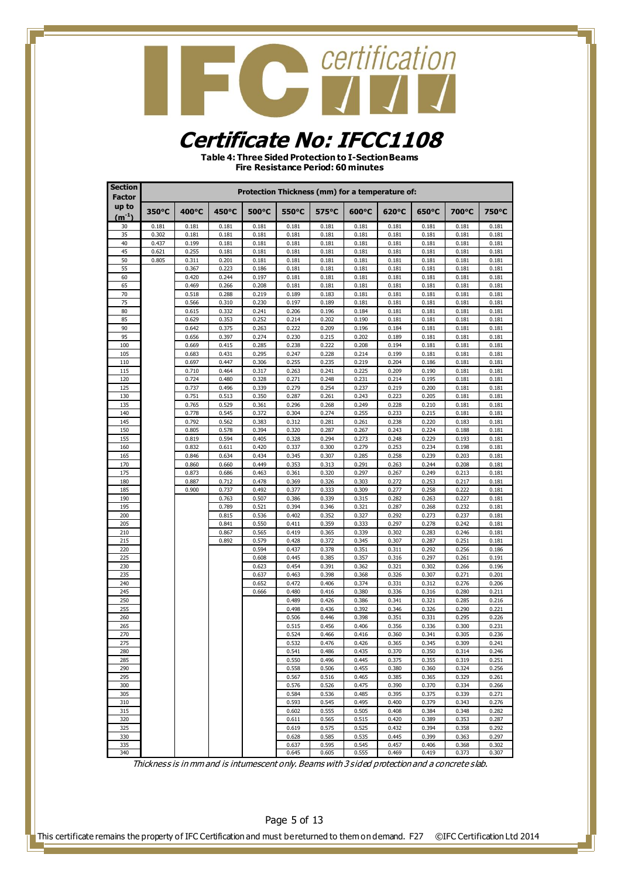# Certificate No: IFCC1108

**Table 4: Three Sided Protection to I-Section Beams**
**Fire Resistance Period: 60 minutes**

| Section Factor up to ($m^{-1}$) | Protection Thickness (mm) for a temperature of: | | | | | | | | | | |
|---|---|---|---|---|---|---|---|---|---|---|---|
| | 350°C | 400°C | 450°C | 500°C | 550°C | 575°C | 600°C | 620°C | 650°C | 700°C | 750°C |
| 30 | 0.181 | 0.181 | 0.181 | 0.181 | 0.181 | 0.181 | 0.181 | 0.181 | 0.181 | 0.181 | 0.181 |
| 35 | 0.302 | 0.181 | 0.181 | 0.181 | 0.181 | 0.181 | 0.181 | 0.181 | 0.181 | 0.181 | 0.181 |
| 40 | 0.437 | 0.199 | 0.181 | 0.181 | 0.181 | 0.181 | 0.181 | 0.181 | 0.181 | 0.181 | 0.181 |
| 45 | 0.621 | 0.255 | 0.181 | 0.181 | 0.181 | 0.181 | 0.181 | 0.181 | 0.181 | 0.181 | 0.181 |
| 50 | 0.805 | 0.311 | 0.201 | 0.181 | 0.181 | 0.181 | 0.181 | 0.181 | 0.181 | 0.181 | 0.181 |
| 55 | | 0.367 | 0.223 | 0.186 | 0.181 | 0.181 | 0.181 | 0.181 | 0.181 | 0.181 | 0.181 |
| 60 | | 0.420 | 0.244 | 0.197 | 0.181 | 0.181 | 0.181 | 0.181 | 0.181 | 0.181 | 0.181 |
| 65 | | 0.469 | 0.266 | 0.208 | 0.181 | 0.181 | 0.181 | 0.181 | 0.181 | 0.181 | 0.181 |
| 70 | | 0.518 | 0.288 | 0.219 | 0.189 | 0.183 | 0.181 | 0.181 | 0.181 | 0.181 | 0.181 |
| 75 | | 0.566 | 0.310 | 0.230 | 0.197 | 0.189 | 0.181 | 0.181 | 0.181 | 0.181 | 0.181 |
| 80 | | 0.615 | 0.332 | 0.241 | 0.206 | 0.196 | 0.184 | 0.181 | 0.181 | 0.181 | 0.181 |
| 85 | | 0.629 | 0.353 | 0.252 | 0.214 | 0.202 | 0.190 | 0.181 | 0.181 | 0.181 | 0.181 |
| 90 | | 0.642 | 0.375 | 0.263 | 0.222 | 0.209 | 0.196 | 0.184 | 0.181 | 0.181 | 0.181 |
| 95 | | 0.656 | 0.397 | 0.274 | 0.230 | 0.215 | 0.202 | 0.189 | 0.181 | 0.181 | 0.181 |
| 100 | | 0.669 | 0.415 | 0.285 | 0.238 | 0.222 | 0.208 | 0.194 | 0.181 | 0.181 | 0.181 |
| 105 | | 0.683 | 0.431 | 0.295 | 0.247 | 0.228 | 0.214 | 0.199 | 0.181 | 0.181 | 0.181 |
| 110 | | 0.697 | 0.447 | 0.306 | 0.255 | 0.235 | 0.219 | 0.204 | 0.186 | 0.181 | 0.181 |
| 115 | | 0.710 | 0.464 | 0.317 | 0.263 | 0.241 | 0.225 | 0.209 | 0.190 | 0.181 | 0.181 |
| 120 | | 0.724 | 0.480 | 0.328 | 0.271 | 0.248 | 0.231 | 0.214 | 0.195 | 0.181 | 0.181 |
| 125 | | 0.737 | 0.496 | 0.339 | 0.279 | 0.254 | 0.237 | 0.219 | 0.200 | 0.181 | 0.181 |
| 130 | | 0.751 | 0.513 | 0.350 | 0.287 | 0.261 | 0.243 | 0.223 | 0.205 | 0.181 | 0.181 |
| 135 | | 0.765 | 0.529 | 0.361 | 0.296 | 0.268 | 0.249 | 0.228 | 0.210 | 0.181 | 0.181 |
| 140 | | 0.778 | 0.545 | 0.372 | 0.304 | 0.274 | 0.255 | 0.233 | 0.215 | 0.181 | 0.181 |
| 145 | | 0.792 | 0.562 | 0.383 | 0.312 | 0.281 | 0.261 | 0.238 | 0.220 | 0.183 | 0.181 |
| 150 | | 0.805 | 0.578 | 0.394 | 0.320 | 0.287 | 0.267 | 0.243 | 0.224 | 0.188 | 0.181 |
| 155 | | 0.819 | 0.594 | 0.405 | 0.328 | 0.294 | 0.273 | 0.248 | 0.229 | 0.193 | 0.181 |
| 160 | | 0.832 | 0.611 | 0.420 | 0.337 | 0.300 | 0.279 | 0.253 | 0.234 | 0.198 | 0.181 |
| 165 | | 0.846 | 0.634 | 0.434 | 0.345 | 0.307 | 0.285 | 0.258 | 0.239 | 0.203 | 0.181 |
| 170 | | 0.860 | 0.660 | 0.449 | 0.353 | 0.313 | 0.291 | 0.263 | 0.244 | 0.208 | 0.181 |
| 175 | | 0.873 | 0.686 | 0.463 | 0.361 | 0.320 | 0.297 | 0.267 | 0.249 | 0.213 | 0.181 |
| 180 | | 0.887 | 0.712 | 0.478 | 0.369 | 0.326 | 0.303 | 0.272 | 0.253 | 0.217 | 0.181 |
| 185 | | 0.900 | 0.737 | 0.492 | 0.377 | 0.333 | 0.309 | 0.277 | 0.258 | 0.222 | 0.181 |
| 190 | | | 0.763 | 0.507 | 0.386 | 0.339 | 0.315 | 0.282 | 0.263 | 0.227 | 0.181 |
| 195 | | | 0.789 | 0.521 | 0.394 | 0.346 | 0.321 | 0.287 | 0.268 | 0.232 | 0.181 |
| 200 | | | 0.815 | 0.536 | 0.402 | 0.352 | 0.327 | 0.292 | 0.273 | 0.237 | 0.181 |
| 205 | | | 0.841 | 0.550 | 0.411 | 0.359 | 0.333 | 0.297 | 0.278 | 0.242 | 0.181 |
| 210 | | | 0.867 | 0.565 | 0.419 | 0.365 | 0.339 | 0.302 | 0.283 | 0.246 | 0.181 |
| 215 | | | 0.892 | 0.579 | 0.428 | 0.372 | 0.345 | 0.307 | 0.287 | 0.251 | 0.181 |
| 220 | | | | 0.594 | 0.437 | 0.378 | 0.351 | 0.311 | 0.292 | 0.256 | 0.186 |
| 225 | | | | 0.608 | 0.445 | 0.385 | 0.357 | 0.316 | 0.297 | 0.261 | 0.191 |
| 230 | | | | 0.623 | 0.454 | 0.391 | 0.362 | 0.321 | 0.302 | 0.266 | 0.196 |
| 235 | | | | 0.637 | 0.463 | 0.398 | 0.368 | 0.326 | 0.307 | 0.271 | 0.201 |
| 240 | | | | 0.652 | 0.472 | 0.406 | 0.374 | 0.331 | 0.312 | 0.276 | 0.206 |
| 245 | | | | 0.666 | 0.480 | 0.416 | 0.380 | 0.336 | 0.316 | 0.280 | 0.211 |
| 250 | | | | | 0.489 | 0.426 | 0.386 | 0.341 | 0.321 | 0.285 | 0.216 |
| 255 | | | | | 0.498 | 0.436 | 0.392 | 0.346 | 0.326 | 0.290 | 0.221 |
| 260 | | | | | 0.506 | 0.446 | 0.398 | 0.351 | 0.331 | 0.295 | 0.226 |
| 265 | | | | | 0.515 | 0.456 | 0.406 | 0.356 | 0.336 | 0.300 | 0.231 |
| 270 | | | | | 0.524 | 0.466 | 0.416 | 0.360 | 0.341 | 0.305 | 0.236 |
| 275 | | | | | 0.532 | 0.476 | 0.426 | 0.365 | 0.345 | 0.309 | 0.241 |
| 280 | | | | | 0.541 | 0.486 | 0.435 | 0.370 | 0.350 | 0.314 | 0.246 |
| 285 | | | | | 0.550 | 0.496 | 0.445 | 0.375 | 0.355 | 0.319 | 0.251 |
| 290 | | | | | 0.558 | 0.506 | 0.455 | 0.380 | 0.360 | 0.324 | 0.256 |
| 295 | | | | | 0.567 | 0.516 | 0.465 | 0.385 | 0.365 | 0.329 | 0.261 |
| 300 | | | | | 0.576 | 0.526 | 0.475 | 0.390 | 0.370 | 0.334 | 0.266 |
| 305 | | | | | 0.584 | 0.536 | 0.485 | 0.395 | 0.375 | 0.339 | 0.271 |
| 310 | | | | | 0.593 | 0.545 | 0.495 | 0.400 | 0.379 | 0.343 | 0.276 |
| 315 | | | | | 0.602 | 0.555 | 0.505 | 0.408 | 0.384 | 0.348 | 0.282 |
| 320 | | | | | 0.611 | 0.565 | 0.515 | 0.420 | 0.389 | 0.353 | 0.287 |
| 325 | | | | | 0.619 | 0.575 | 0.525 | 0.432 | 0.394 | 0.358 | 0.292 |
| 330 | | | | | 0.628 | 0.585 | 0.535 | 0.445 | 0.399 | 0.363 | 0.297 |
| 335 | | | | | 0.637 | 0.595 | 0.545 | 0.457 | 0.406 | 0.368 | 0.302 |
| 340 | | | | | 0.645 | 0.605 | 0.555 | 0.469 | 0.419 | 0.373 | 0.307 |

*Thickness is in mm and is intumescent only. Beams with 3 sided protection and a concrete slab.*

This certificate remains the property of IFC Certification and must be returned to them on demand. F27 ©IFC Certification Ltd 2014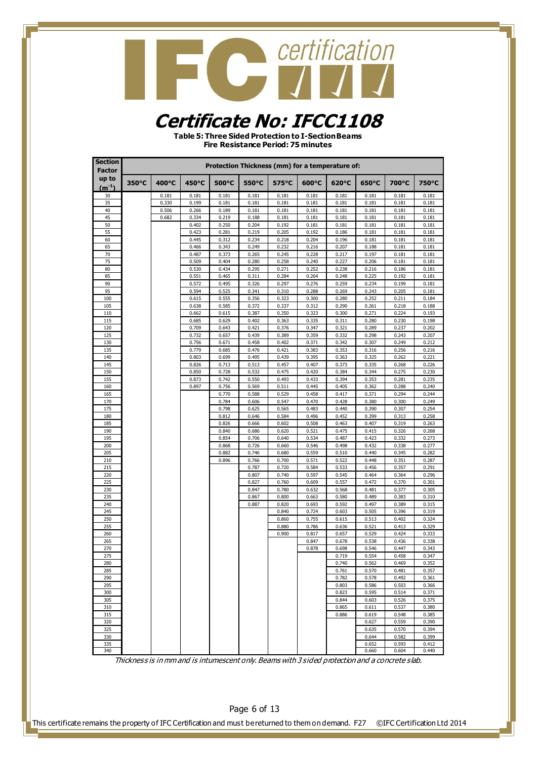# Certificate No: IFCC1108

**Table 5: Three Sided Protection to I-Section Beams**
**Fire Resistance Period: 75 minutes**

| Section Factor up to ($m^{-1}$) | Protection Thickness (mm) for a temperature of: | | | | | | | | | | |
|---|---|---|---|---|---|---|---|---|---|---|---|
| | 350°C | 400°C | 450°C | 500°C | 550°C | 575°C | 600°C | 620°C | 650°C | 700°C | 750°C |
| 30 | | 0.181 | 0.181 | 0.181 | 0.181 | 0.181 | 0.181 | 0.181 | 0.181 | 0.181 | 0.181 |
| 35 | | 0.330 | 0.199 | 0.181 | 0.181 | 0.181 | 0.181 | 0.181 | 0.181 | 0.181 | 0.181 |
| 40 | | 0.506 | 0.266 | 0.189 | 0.181 | 0.181 | 0.181 | 0.181 | 0.181 | 0.181 | 0.181 |
| 45 | | 0.682 | 0.334 | 0.219 | 0.188 | 0.181 | 0.181 | 0.181 | 0.181 | 0.181 | 0.181 |
| 50 | | | 0.402 | 0.250 | 0.204 | 0.192 | 0.181 | 0.181 | 0.181 | 0.181 | 0.181 |
| 55 | | | 0.423 | 0.281 | 0.219 | 0.205 | 0.192 | 0.186 | 0.181 | 0.181 | 0.181 |
| 60 | | | 0.445 | 0.312 | 0.234 | 0.218 | 0.204 | 0.196 | 0.181 | 0.181 | 0.181 |
| 65 | | | 0.466 | 0.343 | 0.249 | 0.232 | 0.216 | 0.207 | 0.188 | 0.181 | 0.181 |
| 70 | | | 0.487 | 0.373 | 0.265 | 0.245 | 0.228 | 0.217 | 0.197 | 0.181 | 0.181 |
| 75 | | | 0.509 | 0.404 | 0.280 | 0.258 | 0.240 | 0.227 | 0.206 | 0.181 | 0.181 |
| 80 | | | 0.530 | 0.434 | 0.295 | 0.271 | 0.252 | 0.238 | 0.216 | 0.186 | 0.181 |
| 85 | | | 0.551 | 0.465 | 0.311 | 0.284 | 0.264 | 0.248 | 0.225 | 0.192 | 0.181 |
| 90 | | | 0.572 | 0.495 | 0.326 | 0.297 | 0.276 | 0.259 | 0.234 | 0.199 | 0.181 |
| 95 | | | 0.594 | 0.525 | 0.341 | 0.310 | 0.288 | 0.269 | 0.243 | 0.205 | 0.181 |
| 100 | | | 0.615 | 0.555 | 0.356 | 0.323 | 0.300 | 0.280 | 0.252 | 0.211 | 0.184 |
| 105 | | | 0.638 | 0.585 | 0.372 | 0.337 | 0.312 | 0.290 | 0.261 | 0.218 | 0.188 |
| 110 | | | 0.662 | 0.615 | 0.387 | 0.350 | 0.323 | 0.300 | 0.271 | 0.224 | 0.193 |
| 115 | | | 0.685 | 0.629 | 0.402 | 0.363 | 0.335 | 0.311 | 0.280 | 0.230 | 0.198 |
| 120 | | | 0.709 | 0.643 | 0.421 | 0.376 | 0.347 | 0.321 | 0.289 | 0.237 | 0.202 |
| 125 | | | 0.732 | 0.657 | 0.439 | 0.389 | 0.359 | 0.332 | 0.298 | 0.243 | 0.207 |
| 130 | | | 0.756 | 0.671 | 0.458 | 0.402 | 0.371 | 0.342 | 0.307 | 0.249 | 0.212 |
| 135 | | | 0.779 | 0.685 | 0.476 | 0.421 | 0.383 | 0.353 | 0.316 | 0.256 | 0.216 |
| 140 | | | 0.803 | 0.699 | 0.495 | 0.439 | 0.395 | 0.363 | 0.325 | 0.262 | 0.221 |
| 145 | | | 0.826 | 0.713 | 0.513 | 0.457 | 0.407 | 0.373 | 0.335 | 0.268 | 0.226 |
| 150 | | | 0.850 | 0.728 | 0.532 | 0.475 | 0.420 | 0.384 | 0.344 | 0.275 | 0.230 |
| 155 | | | 0.873 | 0.742 | 0.550 | 0.493 | 0.433 | 0.394 | 0.353 | 0.281 | 0.235 |
| 160 | | | 0.897 | 0.756 | 0.569 | 0.511 | 0.445 | 0.405 | 0.362 | 0.288 | 0.240 |
| 165 | | | | 0.770 | 0.588 | 0.529 | 0.458 | 0.417 | 0.371 | 0.294 | 0.244 |
| 170 | | | | 0.784 | 0.606 | 0.547 | 0.470 | 0.428 | 0.380 | 0.300 | 0.249 |
| 175 | | | | 0.798 | 0.625 | 0.565 | 0.483 | 0.440 | 0.390 | 0.307 | 0.254 |
| 180 | | | | 0.812 | 0.646 | 0.584 | 0.496 | 0.452 | 0.399 | 0.313 | 0.258 |
| 185 | | | | 0.826 | 0.666 | 0.602 | 0.508 | 0.463 | 0.407 | 0.319 | 0.263 |
| 190 | | | | 0.840 | 0.686 | 0.620 | 0.521 | 0.475 | 0.415 | 0.326 | 0.268 |
| 195 | | | | 0.854 | 0.706 | 0.640 | 0.534 | 0.487 | 0.423 | 0.332 | 0.273 |
| 200 | | | | 0.868 | 0.726 | 0.660 | 0.546 | 0.498 | 0.432 | 0.338 | 0.277 |
| 205 | | | | 0.882 | 0.746 | 0.680 | 0.559 | 0.510 | 0.440 | 0.345 | 0.282 |
| 210 | | | | 0.896 | 0.766 | 0.700 | 0.571 | 0.522 | 0.448 | 0.351 | 0.287 |
| 215 | | | | | 0.787 | 0.720 | 0.584 | 0.533 | 0.456 | 0.357 | 0.291 |
| 220 | | | | | 0.807 | 0.740 | 0.597 | 0.545 | 0.464 | 0.364 | 0.296 |
| 225 | | | | | 0.827 | 0.760 | 0.609 | 0.557 | 0.472 | 0.370 | 0.301 |
| 230 | | | | | 0.847 | 0.780 | 0.632 | 0.568 | 0.481 | 0.377 | 0.305 |
| 235 | | | | | 0.867 | 0.800 | 0.663 | 0.580 | 0.489 | 0.383 | 0.310 |
| 240 | | | | | 0.887 | 0.820 | 0.693 | 0.592 | 0.497 | 0.389 | 0.315 |
| 245 | | | | | | 0.840 | 0.724 | 0.603 | 0.505 | 0.396 | 0.319 |
| 250 | | | | | | 0.860 | 0.755 | 0.615 | 0.513 | 0.402 | 0.324 |
| 255 | | | | | | 0.880 | 0.786 | 0.636 | 0.521 | 0.413 | 0.329 |
| 260 | | | | | | 0.900 | 0.817 | 0.657 | 0.529 | 0.424 | 0.333 |
| 265 | | | | | | | 0.847 | 0.678 | 0.538 | 0.436 | 0.338 |
| 270 | | | | | | | 0.878 | 0.698 | 0.546 | 0.447 | 0.343 |
| 275 | | | | | | | | 0.719 | 0.554 | 0.458 | 0.347 |
| 280 | | | | | | | | 0.740 | 0.562 | 0.469 | 0.352 |
| 285 | | | | | | | | 0.761 | 0.570 | 0.481 | 0.357 |
| 290 | | | | | | | | 0.782 | 0.578 | 0.492 | 0.361 |
| 295 | | | | | | | | 0.803 | 0.586 | 0.503 | 0.366 |
| 300 | | | | | | | | 0.823 | 0.595 | 0.514 | 0.371 |
| 305 | | | | | | | | 0.844 | 0.603 | 0.526 | 0.375 |
| 310 | | | | | | | | 0.865 | 0.611 | 0.537 | 0.380 |
| 315 | | | | | | | | 0.886 | 0.619 | 0.548 | 0.385 |
| 320 | | | | | | | | | 0.627 | 0.559 | 0.390 |
| 325 | | | | | | | | | 0.635 | 0.570 | 0.394 |
| 330 | | | | | | | | | 0.644 | 0.582 | 0.399 |
| 335 | | | | | | | | | 0.652 | 0.593 | 0.412 |
| 340 | | | | | | | | | 0.660 | 0.604 | 0.440 |

*Thickness is in mm and is intumescent only. Beams with 3 sided protection and a concrete slab.*

This certificate remains the property of IFC Certification and must be returned to them on demand. F27 ©IFC Certification Ltd 2014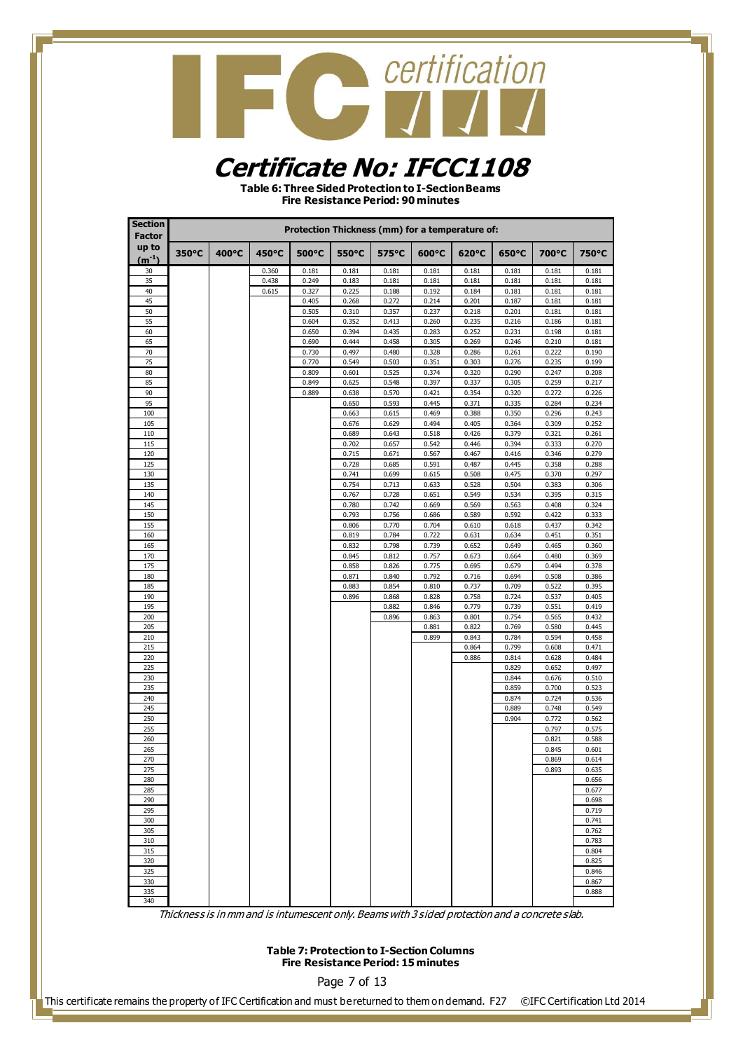# Certificate No: IFCC1108

**Table 6: Three Sided Protection to I-Section Beams**
**Fire Resistance Period: 90 minutes**

| Section Factor up to ($m^{-1}$) | Protection Thickness (mm) for a temperature of: | | | | | | | | | | |
|---|---|---|---|---|---|---|---|---|---|---|---|
| | 350°C | 400°C | 450°C | 500°C | 550°C | 575°C | 600°C | 620°C | 650°C | 700°C | 750°C |
| 30 | | | 0.360 | 0.181 | 0.181 | 0.181 | 0.181 | 0.181 | 0.181 | 0.181 | 0.181 |
| 35 | | | 0.438 | 0.249 | 0.183 | 0.181 | 0.181 | 0.181 | 0.181 | 0.181 | 0.181 |
| 40 | | | 0.615 | 0.327 | 0.225 | 0.188 | 0.192 | 0.184 | 0.181 | 0.181 | 0.181 |
| 45 | | | | 0.405 | 0.268 | 0.272 | 0.214 | 0.201 | 0.187 | 0.181 | 0.181 |
| 50 | | | | 0.505 | 0.310 | 0.357 | 0.237 | 0.218 | 0.201 | 0.181 | 0.181 |
| 55 | | | | 0.604 | 0.352 | 0.413 | 0.260 | 0.235 | 0.216 | 0.186 | 0.181 |
| 60 | | | | 0.650 | 0.394 | 0.435 | 0.283 | 0.252 | 0.231 | 0.198 | 0.181 |
| 65 | | | | 0.690 | 0.444 | 0.458 | 0.305 | 0.269 | 0.246 | 0.210 | 0.181 |
| 70 | | | | 0.730 | 0.497 | 0.480 | 0.328 | 0.286 | 0.261 | 0.222 | 0.190 |
| 75 | | | | 0.770 | 0.549 | 0.503 | 0.351 | 0.303 | 0.276 | 0.235 | 0.199 |
| 80 | | | | 0.809 | 0.601 | 0.525 | 0.374 | 0.320 | 0.290 | 0.247 | 0.208 |
| 85 | | | | 0.849 | 0.625 | 0.548 | 0.397 | 0.337 | 0.305 | 0.259 | 0.217 |
| 90 | | | | 0.889 | 0.638 | 0.570 | 0.421 | 0.354 | 0.320 | 0.272 | 0.226 |
| 95 | | | | | 0.650 | 0.593 | 0.445 | 0.371 | 0.335 | 0.284 | 0.234 |
| 100 | | | | | 0.663 | 0.615 | 0.469 | 0.388 | 0.350 | 0.296 | 0.243 |
| 105 | | | | | 0.676 | 0.629 | 0.494 | 0.405 | 0.364 | 0.309 | 0.252 |
| 110 | | | | | 0.689 | 0.643 | 0.518 | 0.426 | 0.379 | 0.321 | 0.261 |
| 115 | | | | | 0.702 | 0.657 | 0.542 | 0.446 | 0.394 | 0.333 | 0.270 |
| 120 | | | | | 0.715 | 0.671 | 0.567 | 0.467 | 0.416 | 0.346 | 0.279 |
| 125 | | | | | 0.728 | 0.685 | 0.591 | 0.487 | 0.445 | 0.358 | 0.288 |
| 130 | | | | | 0.741 | 0.699 | 0.615 | 0.508 | 0.475 | 0.370 | 0.297 |
| 135 | | | | | 0.754 | 0.713 | 0.633 | 0.528 | 0.504 | 0.383 | 0.306 |
| 140 | | | | | 0.767 | 0.728 | 0.651 | 0.549 | 0.534 | 0.395 | 0.315 |
| 145 | | | | | 0.780 | 0.742 | 0.669 | 0.569 | 0.563 | 0.408 | 0.324 |
| 150 | | | | | 0.793 | 0.756 | 0.686 | 0.589 | 0.592 | 0.422 | 0.333 |
| 155 | | | | | 0.806 | 0.770 | 0.704 | 0.610 | 0.618 | 0.437 | 0.342 |
| 160 | | | | | 0.819 | 0.784 | 0.722 | 0.631 | 0.634 | 0.451 | 0.351 |
| 165 | | | | | 0.832 | 0.798 | 0.739 | 0.652 | 0.649 | 0.465 | 0.360 |
| 170 | | | | | 0.845 | 0.812 | 0.757 | 0.673 | 0.664 | 0.480 | 0.369 |
| 175 | | | | | 0.858 | 0.826 | 0.775 | 0.695 | 0.679 | 0.494 | 0.378 |
| 180 | | | | | 0.871 | 0.840 | 0.792 | 0.716 | 0.694 | 0.508 | 0.386 |
| 185 | | | | | 0.883 | 0.854 | 0.810 | 0.737 | 0.709 | 0.522 | 0.395 |
| 190 | | | | | 0.896 | 0.868 | 0.828 | 0.758 | 0.724 | 0.537 | 0.405 |
| 195 | | | | | | 0.882 | 0.846 | 0.779 | 0.739 | 0.551 | 0.419 |
| 200 | | | | | | 0.896 | 0.863 | 0.801 | 0.754 | 0.565 | 0.432 |
| 205 | | | | | | | 0.881 | 0.822 | 0.769 | 0.580 | 0.445 |
| 210 | | | | | | | 0.899 | 0.843 | 0.784 | 0.594 | 0.458 |
| 215 | | | | | | | | 0.864 | 0.799 | 0.608 | 0.471 |
| 220 | | | | | | | | 0.886 | 0.814 | 0.628 | 0.484 |
| 225 | | | | | | | | | 0.829 | 0.652 | 0.497 |
| 230 | | | | | | | | | 0.844 | 0.676 | 0.510 |
| 235 | | | | | | | | | 0.859 | 0.700 | 0.523 |
| 240 | | | | | | | | | 0.874 | 0.724 | 0.536 |
| 245 | | | | | | | | | 0.889 | 0.748 | 0.549 |
| 250 | | | | | | | | | 0.904 | 0.772 | 0.562 |
| 255 | | | | | | | | | | 0.797 | 0.575 |
| 260 | | | | | | | | | | 0.821 | 0.588 |
| 265 | | | | | | | | | | 0.845 | 0.601 |
| 270 | | | | | | | | | | 0.869 | 0.614 |
| 275 | | | | | | | | | | 0.893 | 0.635 |
| 280 | | | | | | | | | | | 0.656 |
| 285 | | | | | | | | | | | 0.677 |
| 290 | | | | | | | | | | | 0.698 |
| 295 | | | | | | | | | | | 0.719 |
| 300 | | | | | | | | | | | 0.741 |
| 305 | | | | | | | | | | | 0.762 |
| 310 | | | | | | | | | | | 0.783 |
| 315 | | | | | | | | | | | 0.804 |
| 320 | | | | | | | | | | | 0.825 |
| 325 | | | | | | | | | | | 0.846 |
| 330 | | | | | | | | | | | 0.867 |
| 335 | | | | | | | | | | | 0.888 |
| 340 | | | | | | | | | | | |

*Thickness is in mm and is intumescent only. Beams with 3 sided protection and a concrete slab.*

**Table 7: Protection to I-Section Columns**
**Fire Resistance Period: 15 minutes**

This certificate remains the property of IFC Certification and must be returned to them on demand. F27 ©IFC Certification Ltd 2014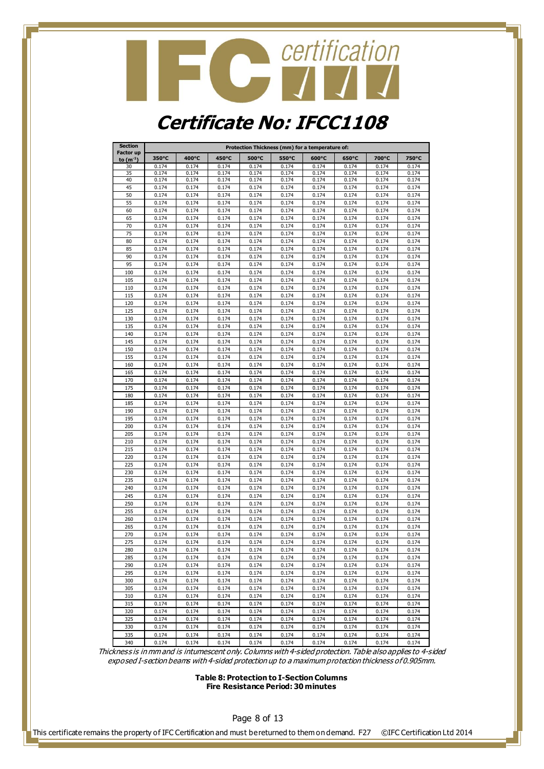# Certificate No: IFCC1108

| Section Factor up to ($m^{-1}$) | Protection Thickness (mm) for a temperature of: | | | | | | | | |
|---|---|---|---|---|---|---|---|---|---|
| | 350°C | 400°C | 450°C | 500°C | 550°C | 600°C | 650°C | 700°C | 750°C |
| 30 | 0.174 | 0.174 | 0.174 | 0.174 | 0.174 | 0.174 | 0.174 | 0.174 | 0.174 |
| 35 | 0.174 | 0.174 | 0.174 | 0.174 | 0.174 | 0.174 | 0.174 | 0.174 | 0.174 |
| 40 | 0.174 | 0.174 | 0.174 | 0.174 | 0.174 | 0.174 | 0.174 | 0.174 | 0.174 |
| 45 | 0.174 | 0.174 | 0.174 | 0.174 | 0.174 | 0.174 | 0.174 | 0.174 | 0.174 |
| 50 | 0.174 | 0.174 | 0.174 | 0.174 | 0.174 | 0.174 | 0.174 | 0.174 | 0.174 |
| 55 | 0.174 | 0.174 | 0.174 | 0.174 | 0.174 | 0.174 | 0.174 | 0.174 | 0.174 |
| 60 | 0.174 | 0.174 | 0.174 | 0.174 | 0.174 | 0.174 | 0.174 | 0.174 | 0.174 |
| 65 | 0.174 | 0.174 | 0.174 | 0.174 | 0.174 | 0.174 | 0.174 | 0.174 | 0.174 |
| 70 | 0.174 | 0.174 | 0.174 | 0.174 | 0.174 | 0.174 | 0.174 | 0.174 | 0.174 |
| 75 | 0.174 | 0.174 | 0.174 | 0.174 | 0.174 | 0.174 | 0.174 | 0.174 | 0.174 |
| 80 | 0.174 | 0.174 | 0.174 | 0.174 | 0.174 | 0.174 | 0.174 | 0.174 | 0.174 |
| 85 | 0.174 | 0.174 | 0.174 | 0.174 | 0.174 | 0.174 | 0.174 | 0.174 | 0.174 |
| 90 | 0.174 | 0.174 | 0.174 | 0.174 | 0.174 | 0.174 | 0.174 | 0.174 | 0.174 |
| 95 | 0.174 | 0.174 | 0.174 | 0.174 | 0.174 | 0.174 | 0.174 | 0.174 | 0.174 |
| 100 | 0.174 | 0.174 | 0.174 | 0.174 | 0.174 | 0.174 | 0.174 | 0.174 | 0.174 |
| 105 | 0.174 | 0.174 | 0.174 | 0.174 | 0.174 | 0.174 | 0.174 | 0.174 | 0.174 |
| 110 | 0.174 | 0.174 | 0.174 | 0.174 | 0.174 | 0.174 | 0.174 | 0.174 | 0.174 |
| 115 | 0.174 | 0.174 | 0.174 | 0.174 | 0.174 | 0.174 | 0.174 | 0.174 | 0.174 |
| 120 | 0.174 | 0.174 | 0.174 | 0.174 | 0.174 | 0.174 | 0.174 | 0.174 | 0.174 |
| 125 | 0.174 | 0.174 | 0.174 | 0.174 | 0.174 | 0.174 | 0.174 | 0.174 | 0.174 |
| 130 | 0.174 | 0.174 | 0.174 | 0.174 | 0.174 | 0.174 | 0.174 | 0.174 | 0.174 |
| 135 | 0.174 | 0.174 | 0.174 | 0.174 | 0.174 | 0.174 | 0.174 | 0.174 | 0.174 |
| 140 | 0.174 | 0.174 | 0.174 | 0.174 | 0.174 | 0.174 | 0.174 | 0.174 | 0.174 |
| 145 | 0.174 | 0.174 | 0.174 | 0.174 | 0.174 | 0.174 | 0.174 | 0.174 | 0.174 |
| 150 | 0.174 | 0.174 | 0.174 | 0.174 | 0.174 | 0.174 | 0.174 | 0.174 | 0.174 |
| 155 | 0.174 | 0.174 | 0.174 | 0.174 | 0.174 | 0.174 | 0.174 | 0.174 | 0.174 |
| 160 | 0.174 | 0.174 | 0.174 | 0.174 | 0.174 | 0.174 | 0.174 | 0.174 | 0.174 |
| 165 | 0.174 | 0.174 | 0.174 | 0.174 | 0.174 | 0.174 | 0.174 | 0.174 | 0.174 |
| 170 | 0.174 | 0.174 | 0.174 | 0.174 | 0.174 | 0.174 | 0.174 | 0.174 | 0.174 |
| 175 | 0.174 | 0.174 | 0.174 | 0.174 | 0.174 | 0.174 | 0.174 | 0.174 | 0.174 |
| 180 | 0.174 | 0.174 | 0.174 | 0.174 | 0.174 | 0.174 | 0.174 | 0.174 | 0.174 |
| 185 | 0.174 | 0.174 | 0.174 | 0.174 | 0.174 | 0.174 | 0.174 | 0.174 | 0.174 |
| 190 | 0.174 | 0.174 | 0.174 | 0.174 | 0.174 | 0.174 | 0.174 | 0.174 | 0.174 |
| 195 | 0.174 | 0.174 | 0.174 | 0.174 | 0.174 | 0.174 | 0.174 | 0.174 | 0.174 |
| 200 | 0.174 | 0.174 | 0.174 | 0.174 | 0.174 | 0.174 | 0.174 | 0.174 | 0.174 |
| 205 | 0.174 | 0.174 | 0.174 | 0.174 | 0.174 | 0.174 | 0.174 | 0.174 | 0.174 |
| 210 | 0.174 | 0.174 | 0.174 | 0.174 | 0.174 | 0.174 | 0.174 | 0.174 | 0.174 |
| 215 | 0.174 | 0.174 | 0.174 | 0.174 | 0.174 | 0.174 | 0.174 | 0.174 | 0.174 |
| 220 | 0.174 | 0.174 | 0.174 | 0.174 | 0.174 | 0.174 | 0.174 | 0.174 | 0.174 |
| 225 | 0.174 | 0.174 | 0.174 | 0.174 | 0.174 | 0.174 | 0.174 | 0.174 | 0.174 |
| 230 | 0.174 | 0.174 | 0.174 | 0.174 | 0.174 | 0.174 | 0.174 | 0.174 | 0.174 |
| 235 | 0.174 | 0.174 | 0.174 | 0.174 | 0.174 | 0.174 | 0.174 | 0.174 | 0.174 |
| 240 | 0.174 | 0.174 | 0.174 | 0.174 | 0.174 | 0.174 | 0.174 | 0.174 | 0.174 |
| 245 | 0.174 | 0.174 | 0.174 | 0.174 | 0.174 | 0.174 | 0.174 | 0.174 | 0.174 |
| 250 | 0.174 | 0.174 | 0.174 | 0.174 | 0.174 | 0.174 | 0.174 | 0.174 | 0.174 |
| 255 | 0.174 | 0.174 | 0.174 | 0.174 | 0.174 | 0.174 | 0.174 | 0.174 | 0.174 |
| 260 | 0.174 | 0.174 | 0.174 | 0.174 | 0.174 | 0.174 | 0.174 | 0.174 | 0.174 |
| 265 | 0.174 | 0.174 | 0.174 | 0.174 | 0.174 | 0.174 | 0.174 | 0.174 | 0.174 |
| 270 | 0.174 | 0.174 | 0.174 | 0.174 | 0.174 | 0.174 | 0.174 | 0.174 | 0.174 |
| 275 | 0.174 | 0.174 | 0.174 | 0.174 | 0.174 | 0.174 | 0.174 | 0.174 | 0.174 |
| 280 | 0.174 | 0.174 | 0.174 | 0.174 | 0.174 | 0.174 | 0.174 | 0.174 | 0.174 |
| 285 | 0.174 | 0.174 | 0.174 | 0.174 | 0.174 | 0.174 | 0.174 | 0.174 | 0.174 |
| 290 | 0.174 | 0.174 | 0.174 | 0.174 | 0.174 | 0.174 | 0.174 | 0.174 | 0.174 |
| 295 | 0.174 | 0.174 | 0.174 | 0.174 | 0.174 | 0.174 | 0.174 | 0.174 | 0.174 |
| 300 | 0.174 | 0.174 | 0.174 | 0.174 | 0.174 | 0.174 | 0.174 | 0.174 | 0.174 |
| 305 | 0.174 | 0.174 | 0.174 | 0.174 | 0.174 | 0.174 | 0.174 | 0.174 | 0.174 |
| 310 | 0.174 | 0.174 | 0.174 | 0.174 | 0.174 | 0.174 | 0.174 | 0.174 | 0.174 |
| 315 | 0.174 | 0.174 | 0.174 | 0.174 | 0.174 | 0.174 | 0.174 | 0.174 | 0.174 |
| 320 | 0.174 | 0.174 | 0.174 | 0.174 | 0.174 | 0.174 | 0.174 | 0.174 | 0.174 |
| 325 | 0.174 | 0.174 | 0.174 | 0.174 | 0.174 | 0.174 | 0.174 | 0.174 | 0.174 |
| 330 | 0.174 | 0.174 | 0.174 | 0.174 | 0.174 | 0.174 | 0.174 | 0.174 | 0.174 |
| 335 | 0.174 | 0.174 | 0.174 | 0.174 | 0.174 | 0.174 | 0.174 | 0.174 | 0.174 |
| 340 | 0.174 | 0.174 | 0.174 | 0.174 | 0.174 | 0.174 | 0.174 | 0.174 | 0.174 |

*Thickness is in mm and is intumescent only. Columns with 4-sided protection. Table also applies to 4-sided exposed I-section beams with 4-sided protection up to a maximum protection thickness of 0.905mm.*

**Table 8: Protection to I-Section Columns**
**Fire Resistance Period: 30 minutes**

This certificate remains the property of IFC Certification and must be returned to them on demand. F27 ©IFC Certification Ltd 2014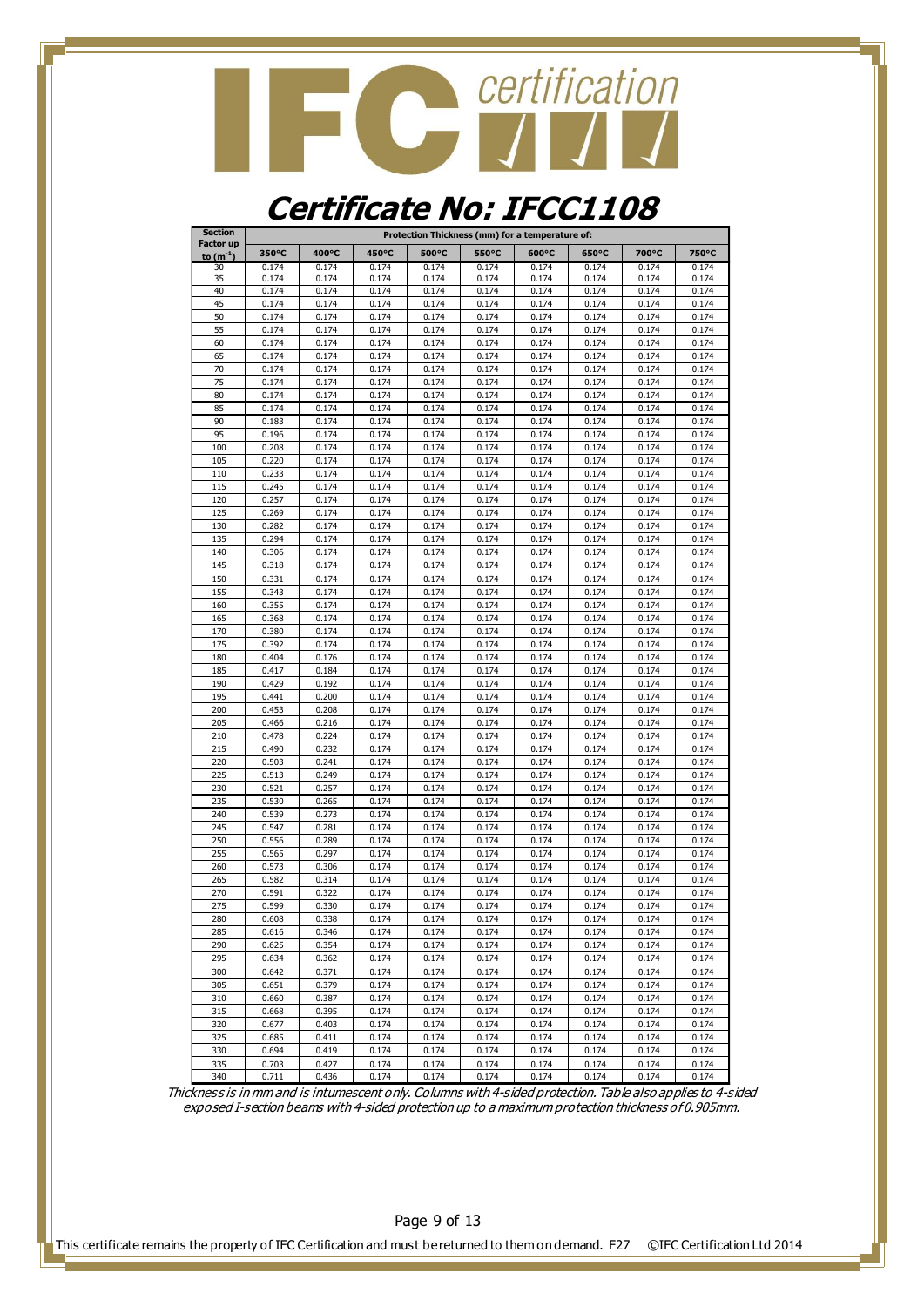# Certificate No: IFCC1108

| Section Factor up to ($m^{-1}$) | Protection Thickness (mm) for a temperature of: | | | | | | | | |
|---|---|---|---|---|---|---|---|---|---|
| | 350°C | 400°C | 450°C | 500°C | 550°C | 600°C | 650°C | 700°C | 750°C |
| 30 | 0.174 | 0.174 | 0.174 | 0.174 | 0.174 | 0.174 | 0.174 | 0.174 | 0.174 |
| 35 | 0.174 | 0.174 | 0.174 | 0.174 | 0.174 | 0.174 | 0.174 | 0.174 | 0.174 |
| 40 | 0.174 | 0.174 | 0.174 | 0.174 | 0.174 | 0.174 | 0.174 | 0.174 | 0.174 |
| 45 | 0.174 | 0.174 | 0.174 | 0.174 | 0.174 | 0.174 | 0.174 | 0.174 | 0.174 |
| 50 | 0.174 | 0.174 | 0.174 | 0.174 | 0.174 | 0.174 | 0.174 | 0.174 | 0.174 |
| 55 | 0.174 | 0.174 | 0.174 | 0.174 | 0.174 | 0.174 | 0.174 | 0.174 | 0.174 |
| 60 | 0.174 | 0.174 | 0.174 | 0.174 | 0.174 | 0.174 | 0.174 | 0.174 | 0.174 |
| 65 | 0.174 | 0.174 | 0.174 | 0.174 | 0.174 | 0.174 | 0.174 | 0.174 | 0.174 |
| 70 | 0.174 | 0.174 | 0.174 | 0.174 | 0.174 | 0.174 | 0.174 | 0.174 | 0.174 |
| 75 | 0.174 | 0.174 | 0.174 | 0.174 | 0.174 | 0.174 | 0.174 | 0.174 | 0.174 |
| 80 | 0.174 | 0.174 | 0.174 | 0.174 | 0.174 | 0.174 | 0.174 | 0.174 | 0.174 |
| 85 | 0.174 | 0.174 | 0.174 | 0.174 | 0.174 | 0.174 | 0.174 | 0.174 | 0.174 |
| 90 | 0.183 | 0.174 | 0.174 | 0.174 | 0.174 | 0.174 | 0.174 | 0.174 | 0.174 |
| 95 | 0.196 | 0.174 | 0.174 | 0.174 | 0.174 | 0.174 | 0.174 | 0.174 | 0.174 |
| 100 | 0.208 | 0.174 | 0.174 | 0.174 | 0.174 | 0.174 | 0.174 | 0.174 | 0.174 |
| 105 | 0.220 | 0.174 | 0.174 | 0.174 | 0.174 | 0.174 | 0.174 | 0.174 | 0.174 |
| 110 | 0.233 | 0.174 | 0.174 | 0.174 | 0.174 | 0.174 | 0.174 | 0.174 | 0.174 |
| 115 | 0.245 | 0.174 | 0.174 | 0.174 | 0.174 | 0.174 | 0.174 | 0.174 | 0.174 |
| 120 | 0.257 | 0.174 | 0.174 | 0.174 | 0.174 | 0.174 | 0.174 | 0.174 | 0.174 |
| 125 | 0.269 | 0.174 | 0.174 | 0.174 | 0.174 | 0.174 | 0.174 | 0.174 | 0.174 |
| 130 | 0.282 | 0.174 | 0.174 | 0.174 | 0.174 | 0.174 | 0.174 | 0.174 | 0.174 |
| 135 | 0.294 | 0.174 | 0.174 | 0.174 | 0.174 | 0.174 | 0.174 | 0.174 | 0.174 |
| 140 | 0.306 | 0.174 | 0.174 | 0.174 | 0.174 | 0.174 | 0.174 | 0.174 | 0.174 |
| 145 | 0.318 | 0.174 | 0.174 | 0.174 | 0.174 | 0.174 | 0.174 | 0.174 | 0.174 |
| 150 | 0.331 | 0.174 | 0.174 | 0.174 | 0.174 | 0.174 | 0.174 | 0.174 | 0.174 |
| 155 | 0.343 | 0.174 | 0.174 | 0.174 | 0.174 | 0.174 | 0.174 | 0.174 | 0.174 |
| 160 | 0.355 | 0.174 | 0.174 | 0.174 | 0.174 | 0.174 | 0.174 | 0.174 | 0.174 |
| 165 | 0.368 | 0.174 | 0.174 | 0.174 | 0.174 | 0.174 | 0.174 | 0.174 | 0.174 |
| 170 | 0.380 | 0.174 | 0.174 | 0.174 | 0.174 | 0.174 | 0.174 | 0.174 | 0.174 |
| 175 | 0.392 | 0.174 | 0.174 | 0.174 | 0.174 | 0.174 | 0.174 | 0.174 | 0.174 |
| 180 | 0.404 | 0.176 | 0.174 | 0.174 | 0.174 | 0.174 | 0.174 | 0.174 | 0.174 |
| 185 | 0.417 | 0.184 | 0.174 | 0.174 | 0.174 | 0.174 | 0.174 | 0.174 | 0.174 |
| 190 | 0.429 | 0.192 | 0.174 | 0.174 | 0.174 | 0.174 | 0.174 | 0.174 | 0.174 |
| 195 | 0.441 | 0.200 | 0.174 | 0.174 | 0.174 | 0.174 | 0.174 | 0.174 | 0.174 |
| 200 | 0.453 | 0.208 | 0.174 | 0.174 | 0.174 | 0.174 | 0.174 | 0.174 | 0.174 |
| 205 | 0.466 | 0.216 | 0.174 | 0.174 | 0.174 | 0.174 | 0.174 | 0.174 | 0.174 |
| 210 | 0.478 | 0.224 | 0.174 | 0.174 | 0.174 | 0.174 | 0.174 | 0.174 | 0.174 |
| 215 | 0.490 | 0.232 | 0.174 | 0.174 | 0.174 | 0.174 | 0.174 | 0.174 | 0.174 |
| 220 | 0.503 | 0.241 | 0.174 | 0.174 | 0.174 | 0.174 | 0.174 | 0.174 | 0.174 |
| 225 | 0.513 | 0.249 | 0.174 | 0.174 | 0.174 | 0.174 | 0.174 | 0.174 | 0.174 |
| 230 | 0.521 | 0.257 | 0.174 | 0.174 | 0.174 | 0.174 | 0.174 | 0.174 | 0.174 |
| 235 | 0.530 | 0.265 | 0.174 | 0.174 | 0.174 | 0.174 | 0.174 | 0.174 | 0.174 |
| 240 | 0.539 | 0.273 | 0.174 | 0.174 | 0.174 | 0.174 | 0.174 | 0.174 | 0.174 |
| 245 | 0.547 | 0.281 | 0.174 | 0.174 | 0.174 | 0.174 | 0.174 | 0.174 | 0.174 |
| 250 | 0.556 | 0.289 | 0.174 | 0.174 | 0.174 | 0.174 | 0.174 | 0.174 | 0.174 |
| 255 | 0.565 | 0.297 | 0.174 | 0.174 | 0.174 | 0.174 | 0.174 | 0.174 | 0.174 |
| 260 | 0.573 | 0.306 | 0.174 | 0.174 | 0.174 | 0.174 | 0.174 | 0.174 | 0.174 |
| 265 | 0.582 | 0.314 | 0.174 | 0.174 | 0.174 | 0.174 | 0.174 | 0.174 | 0.174 |
| 270 | 0.591 | 0.322 | 0.174 | 0.174 | 0.174 | 0.174 | 0.174 | 0.174 | 0.174 |
| 275 | 0.599 | 0.330 | 0.174 | 0.174 | 0.174 | 0.174 | 0.174 | 0.174 | 0.174 |
| 280 | 0.608 | 0.338 | 0.174 | 0.174 | 0.174 | 0.174 | 0.174 | 0.174 | 0.174 |
| 285 | 0.616 | 0.346 | 0.174 | 0.174 | 0.174 | 0.174 | 0.174 | 0.174 | 0.174 |
| 290 | 0.625 | 0.354 | 0.174 | 0.174 | 0.174 | 0.174 | 0.174 | 0.174 | 0.174 |
| 295 | 0.634 | 0.362 | 0.174 | 0.174 | 0.174 | 0.174 | 0.174 | 0.174 | 0.174 |
| 300 | 0.642 | 0.371 | 0.174 | 0.174 | 0.174 | 0.174 | 0.174 | 0.174 | 0.174 |
| 305 | 0.651 | 0.379 | 0.174 | 0.174 | 0.174 | 0.174 | 0.174 | 0.174 | 0.174 |
| 310 | 0.660 | 0.387 | 0.174 | 0.174 | 0.174 | 0.174 | 0.174 | 0.174 | 0.174 |
| 315 | 0.668 | 0.395 | 0.174 | 0.174 | 0.174 | 0.174 | 0.174 | 0.174 | 0.174 |
| 320 | 0.677 | 0.403 | 0.174 | 0.174 | 0.174 | 0.174 | 0.174 | 0.174 | 0.174 |
| 325 | 0.685 | 0.411 | 0.174 | 0.174 | 0.174 | 0.174 | 0.174 | 0.174 | 0.174 |
| 330 | 0.694 | 0.419 | 0.174 | 0.174 | 0.174 | 0.174 | 0.174 | 0.174 | 0.174 |
| 335 | 0.703 | 0.427 | 0.174 | 0.174 | 0.174 | 0.174 | 0.174 | 0.174 | 0.174 |
| 340 | 0.711 | 0.436 | 0.174 | 0.174 | 0.174 | 0.174 | 0.174 | 0.174 | 0.174 |

*Thickness is in mm and is intumescent only. Columns with 4-sided protection. Table also applies to 4-sided exposed I-section beams with 4-sided protection up to a maximum protection thickness of 0.905mm.*

This certificate remains the property of IFC Certification and must be returned to them on demand. F27 ©IFC Certification Ltd 2014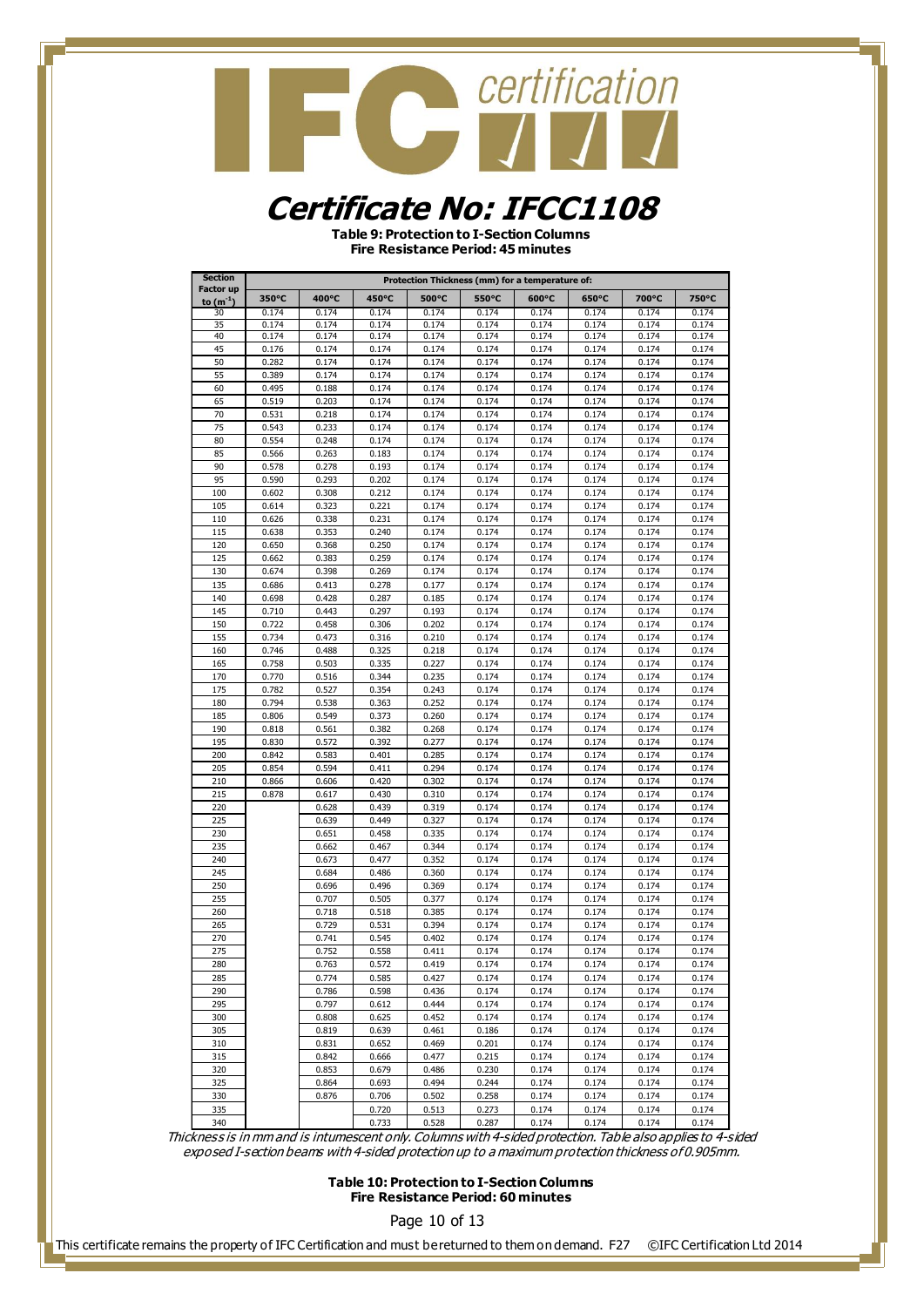# Certificate No: IFCC1108

**Table 9: Protection to I-Section Columns**
**Fire Resistance Period: 45 minutes**

| Section Factor up to ($m^{-1}$) | Protection Thickness (mm) for a temperature of: | | | | | | | | |
|---|---|---|---|---|---|---|---|---|---|
| | 350°C | 400°C | 450°C | 500°C | 550°C | 600°C | 650°C | 700°C | 750°C |
| 30 | 0.174 | 0.174 | 0.174 | 0.174 | 0.174 | 0.174 | 0.174 | 0.174 | 0.174 |
| 35 | 0.174 | 0.174 | 0.174 | 0.174 | 0.174 | 0.174 | 0.174 | 0.174 | 0.174 |
| 40 | 0.174 | 0.174 | 0.174 | 0.174 | 0.174 | 0.174 | 0.174 | 0.174 | 0.174 |
| 45 | 0.176 | 0.174 | 0.174 | 0.174 | 0.174 | 0.174 | 0.174 | 0.174 | 0.174 |
| 50 | 0.282 | 0.174 | 0.174 | 0.174 | 0.174 | 0.174 | 0.174 | 0.174 | 0.174 |
| 55 | 0.389 | 0.174 | 0.174 | 0.174 | 0.174 | 0.174 | 0.174 | 0.174 | 0.174 |
| 60 | 0.495 | 0.188 | 0.174 | 0.174 | 0.174 | 0.174 | 0.174 | 0.174 | 0.174 |
| 65 | 0.519 | 0.203 | 0.174 | 0.174 | 0.174 | 0.174 | 0.174 | 0.174 | 0.174 |
| 70 | 0.531 | 0.218 | 0.174 | 0.174 | 0.174 | 0.174 | 0.174 | 0.174 | 0.174 |
| 75 | 0.543 | 0.233 | 0.174 | 0.174 | 0.174 | 0.174 | 0.174 | 0.174 | 0.174 |
| 80 | 0.554 | 0.248 | 0.174 | 0.174 | 0.174 | 0.174 | 0.174 | 0.174 | 0.174 |
| 85 | 0.566 | 0.263 | 0.183 | 0.174 | 0.174 | 0.174 | 0.174 | 0.174 | 0.174 |
| 90 | 0.578 | 0.278 | 0.193 | 0.174 | 0.174 | 0.174 | 0.174 | 0.174 | 0.174 |
| 95 | 0.590 | 0.293 | 0.202 | 0.174 | 0.174 | 0.174 | 0.174 | 0.174 | 0.174 |
| 100 | 0.602 | 0.308 | 0.212 | 0.174 | 0.174 | 0.174 | 0.174 | 0.174 | 0.174 |
| 105 | 0.614 | 0.323 | 0.221 | 0.174 | 0.174 | 0.174 | 0.174 | 0.174 | 0.174 |
| 110 | 0.626 | 0.338 | 0.231 | 0.174 | 0.174 | 0.174 | 0.174 | 0.174 | 0.174 |
| 115 | 0.638 | 0.353 | 0.240 | 0.174 | 0.174 | 0.174 | 0.174 | 0.174 | 0.174 |
| 120 | 0.650 | 0.368 | 0.250 | 0.174 | 0.174 | 0.174 | 0.174 | 0.174 | 0.174 |
| 125 | 0.662 | 0.383 | 0.259 | 0.174 | 0.174 | 0.174 | 0.174 | 0.174 | 0.174 |
| 130 | 0.674 | 0.398 | 0.269 | 0.174 | 0.174 | 0.174 | 0.174 | 0.174 | 0.174 |
| 135 | 0.686 | 0.413 | 0.278 | 0.177 | 0.174 | 0.174 | 0.174 | 0.174 | 0.174 |
| 140 | 0.698 | 0.428 | 0.287 | 0.185 | 0.174 | 0.174 | 0.174 | 0.174 | 0.174 |
| 145 | 0.710 | 0.443 | 0.297 | 0.193 | 0.174 | 0.174 | 0.174 | 0.174 | 0.174 |
| 150 | 0.722 | 0.458 | 0.306 | 0.202 | 0.174 | 0.174 | 0.174 | 0.174 | 0.174 |
| 155 | 0.734 | 0.473 | 0.316 | 0.210 | 0.174 | 0.174 | 0.174 | 0.174 | 0.174 |
| 160 | 0.746 | 0.488 | 0.325 | 0.218 | 0.174 | 0.174 | 0.174 | 0.174 | 0.174 |
| 165 | 0.758 | 0.503 | 0.335 | 0.227 | 0.174 | 0.174 | 0.174 | 0.174 | 0.174 |
| 170 | 0.770 | 0.516 | 0.344 | 0.235 | 0.174 | 0.174 | 0.174 | 0.174 | 0.174 |
| 175 | 0.782 | 0.527 | 0.354 | 0.243 | 0.174 | 0.174 | 0.174 | 0.174 | 0.174 |
| 180 | 0.794 | 0.538 | 0.363 | 0.252 | 0.174 | 0.174 | 0.174 | 0.174 | 0.174 |
| 185 | 0.806 | 0.549 | 0.373 | 0.260 | 0.174 | 0.174 | 0.174 | 0.174 | 0.174 |
| 190 | 0.818 | 0.561 | 0.382 | 0.268 | 0.174 | 0.174 | 0.174 | 0.174 | 0.174 |
| 195 | 0.830 | 0.572 | 0.392 | 0.277 | 0.174 | 0.174 | 0.174 | 0.174 | 0.174 |
| 200 | 0.842 | 0.583 | 0.401 | 0.285 | 0.174 | 0.174 | 0.174 | 0.174 | 0.174 |
| 205 | 0.854 | 0.594 | 0.411 | 0.294 | 0.174 | 0.174 | 0.174 | 0.174 | 0.174 |
| 210 | 0.866 | 0.606 | 0.420 | 0.302 | 0.174 | 0.174 | 0.174 | 0.174 | 0.174 |
| 215 | 0.878 | 0.617 | 0.430 | 0.310 | 0.174 | 0.174 | 0.174 | 0.174 | 0.174 |
| 220 | | 0.628 | 0.439 | 0.319 | 0.174 | 0.174 | 0.174 | 0.174 | 0.174 |
| 225 | | 0.639 | 0.449 | 0.327 | 0.174 | 0.174 | 0.174 | 0.174 | 0.174 |
| 230 | | 0.651 | 0.458 | 0.335 | 0.174 | 0.174 | 0.174 | 0.174 | 0.174 |
| 235 | | 0.662 | 0.467 | 0.344 | 0.174 | 0.174 | 0.174 | 0.174 | 0.174 |
| 240 | | 0.673 | 0.477 | 0.352 | 0.174 | 0.174 | 0.174 | 0.174 | 0.174 |
| 245 | | 0.684 | 0.486 | 0.360 | 0.174 | 0.174 | 0.174 | 0.174 | 0.174 |
| 250 | | 0.696 | 0.496 | 0.369 | 0.174 | 0.174 | 0.174 | 0.174 | 0.174 |
| 255 | | 0.707 | 0.505 | 0.377 | 0.174 | 0.174 | 0.174 | 0.174 | 0.174 |
| 260 | | 0.718 | 0.518 | 0.385 | 0.174 | 0.174 | 0.174 | 0.174 | 0.174 |
| 265 | | 0.729 | 0.531 | 0.394 | 0.174 | 0.174 | 0.174 | 0.174 | 0.174 |
| 270 | | 0.741 | 0.545 | 0.402 | 0.174 | 0.174 | 0.174 | 0.174 | 0.174 |
| 275 | | 0.752 | 0.558 | 0.411 | 0.174 | 0.174 | 0.174 | 0.174 | 0.174 |
| 280 | | 0.763 | 0.572 | 0.419 | 0.174 | 0.174 | 0.174 | 0.174 | 0.174 |
| 285 | | 0.774 | 0.585 | 0.427 | 0.174 | 0.174 | 0.174 | 0.174 | 0.174 |
| 290 | | 0.786 | 0.598 | 0.436 | 0.174 | 0.174 | 0.174 | 0.174 | 0.174 |
| 295 | | 0.797 | 0.612 | 0.444 | 0.174 | 0.174 | 0.174 | 0.174 | 0.174 |
| 300 | | 0.808 | 0.625 | 0.452 | 0.174 | 0.174 | 0.174 | 0.174 | 0.174 |
| 305 | | 0.819 | 0.639 | 0.461 | 0.186 | 0.174 | 0.174 | 0.174 | 0.174 |
| 310 | | 0.831 | 0.652 | 0.469 | 0.201 | 0.174 | 0.174 | 0.174 | 0.174 |
| 315 | | 0.842 | 0.666 | 0.477 | 0.215 | 0.174 | 0.174 | 0.174 | 0.174 |
| 320 | | 0.853 | 0.679 | 0.486 | 0.230 | 0.174 | 0.174 | 0.174 | 0.174 |
| 325 | | 0.864 | 0.693 | 0.494 | 0.244 | 0.174 | 0.174 | 0.174 | 0.174 |
| 330 | | 0.876 | 0.706 | 0.502 | 0.258 | 0.174 | 0.174 | 0.174 | 0.174 |
| 335 | | | 0.720 | 0.513 | 0.273 | 0.174 | 0.174 | 0.174 | 0.174 |
| 340 | | | 0.733 | 0.528 | 0.287 | 0.174 | 0.174 | 0.174 | 0.174 |

*Thickness is in mm and is intumescent only. Columns with 4-sided protection. Table also applies to 4-sided exposed I-section beams with 4-sided protection up to a maximum protection thickness of 0.905mm.*

**Table 10: Protection to I-Section Columns**
**Fire Resistance Period: 60 minutes**

This certificate remains the property of IFC Certification and must be returned to them on demand. F27 ©IFC Certification Ltd 2014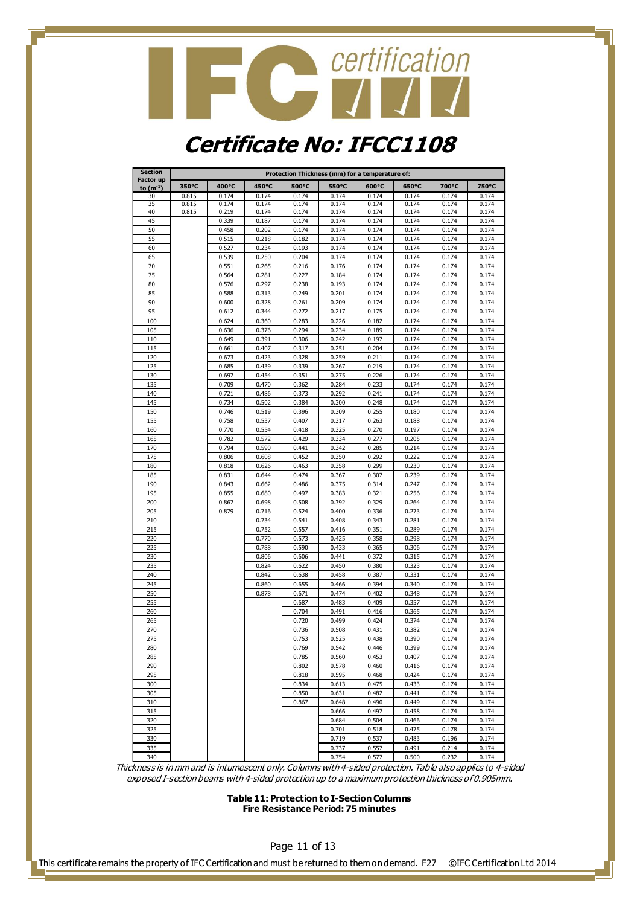# Certificate No: IFCC1108

| Section Factor up to ($m^{-1}$) | Protection Thickness (mm) for a temperature of: | | | | | | | | |
|---|---|---|---|---|---|---|---|---|---|
| | 350°C | 400°C | 450°C | 500°C | 550°C | 600°C | 650°C | 700°C | 750°C |
| 30 | 0.815 | 0.174 | 0.174 | 0.174 | 0.174 | 0.174 | 0.174 | 0.174 | 0.174 |
| 35 | 0.815 | 0.174 | 0.174 | 0.174 | 0.174 | 0.174 | 0.174 | 0.174 | 0.174 |
| 40 | 0.815 | 0.219 | 0.174 | 0.174 | 0.174 | 0.174 | 0.174 | 0.174 | 0.174 |
| 45 | | 0.339 | 0.187 | 0.174 | 0.174 | 0.174 | 0.174 | 0.174 | 0.174 |
| 50 | | 0.458 | 0.202 | 0.174 | 0.174 | 0.174 | 0.174 | 0.174 | 0.174 |
| 55 | | 0.515 | 0.218 | 0.182 | 0.174 | 0.174 | 0.174 | 0.174 | 0.174 |
| 60 | | 0.527 | 0.234 | 0.193 | 0.174 | 0.174 | 0.174 | 0.174 | 0.174 |
| 65 | | 0.539 | 0.250 | 0.204 | 0.174 | 0.174 | 0.174 | 0.174 | 0.174 |
| 70 | | 0.551 | 0.265 | 0.216 | 0.176 | 0.174 | 0.174 | 0.174 | 0.174 |
| 75 | | 0.564 | 0.281 | 0.227 | 0.184 | 0.174 | 0.174 | 0.174 | 0.174 |
| 80 | | 0.576 | 0.297 | 0.238 | 0.193 | 0.174 | 0.174 | 0.174 | 0.174 |
| 85 | | 0.588 | 0.313 | 0.249 | 0.201 | 0.174 | 0.174 | 0.174 | 0.174 |
| 90 | | 0.600 | 0.328 | 0.261 | 0.209 | 0.174 | 0.174 | 0.174 | 0.174 |
| 95 | | 0.612 | 0.344 | 0.272 | 0.217 | 0.175 | 0.174 | 0.174 | 0.174 |
| 100 | | 0.624 | 0.360 | 0.283 | 0.226 | 0.182 | 0.174 | 0.174 | 0.174 |
| 105 | | 0.636 | 0.376 | 0.294 | 0.234 | 0.189 | 0.174 | 0.174 | 0.174 |
| 110 | | 0.649 | 0.391 | 0.306 | 0.242 | 0.197 | 0.174 | 0.174 | 0.174 |
| 115 | | 0.661 | 0.407 | 0.317 | 0.251 | 0.204 | 0.174 | 0.174 | 0.174 |
| 120 | | 0.673 | 0.423 | 0.328 | 0.259 | 0.211 | 0.174 | 0.174 | 0.174 |
| 125 | | 0.685 | 0.439 | 0.339 | 0.267 | 0.219 | 0.174 | 0.174 | 0.174 |
| 130 | | 0.697 | 0.454 | 0.351 | 0.275 | 0.226 | 0.174 | 0.174 | 0.174 |
| 135 | | 0.709 | 0.470 | 0.362 | 0.284 | 0.233 | 0.174 | 0.174 | 0.174 |
| 140 | | 0.721 | 0.486 | 0.373 | 0.292 | 0.241 | 0.174 | 0.174 | 0.174 |
| 145 | | 0.734 | 0.502 | 0.384 | 0.300 | 0.248 | 0.174 | 0.174 | 0.174 |
| 150 | | 0.746 | 0.519 | 0.396 | 0.309 | 0.255 | 0.180 | 0.174 | 0.174 |
| 155 | | 0.758 | 0.537 | 0.407 | 0.317 | 0.263 | 0.188 | 0.174 | 0.174 |
| 160 | | 0.770 | 0.554 | 0.418 | 0.325 | 0.270 | 0.197 | 0.174 | 0.174 |
| 165 | | 0.782 | 0.572 | 0.429 | 0.334 | 0.277 | 0.205 | 0.174 | 0.174 |
| 170 | | 0.794 | 0.590 | 0.441 | 0.342 | 0.285 | 0.214 | 0.174 | 0.174 |
| 175 | | 0.806 | 0.608 | 0.452 | 0.350 | 0.292 | 0.222 | 0.174 | 0.174 |
| 180 | | 0.818 | 0.626 | 0.463 | 0.358 | 0.299 | 0.230 | 0.174 | 0.174 |
| 185 | | 0.831 | 0.644 | 0.474 | 0.367 | 0.307 | 0.239 | 0.174 | 0.174 |
| 190 | | 0.843 | 0.662 | 0.486 | 0.375 | 0.314 | 0.247 | 0.174 | 0.174 |
| 195 | | 0.855 | 0.680 | 0.497 | 0.383 | 0.321 | 0.256 | 0.174 | 0.174 |
| 200 | | 0.867 | 0.698 | 0.508 | 0.392 | 0.329 | 0.264 | 0.174 | 0.174 |
| 205 | | 0.879 | 0.716 | 0.524 | 0.400 | 0.336 | 0.273 | 0.174 | 0.174 |
| 210 | | | 0.734 | 0.541 | 0.408 | 0.343 | 0.281 | 0.174 | 0.174 |
| 215 | | | 0.752 | 0.557 | 0.416 | 0.351 | 0.289 | 0.174 | 0.174 |
| 220 | | | 0.770 | 0.573 | 0.425 | 0.358 | 0.298 | 0.174 | 0.174 |
| 225 | | | 0.788 | 0.590 | 0.433 | 0.365 | 0.306 | 0.174 | 0.174 |
| 230 | | | 0.806 | 0.606 | 0.441 | 0.372 | 0.315 | 0.174 | 0.174 |
| 235 | | | 0.824 | 0.622 | 0.450 | 0.380 | 0.323 | 0.174 | 0.174 |
| 240 | | | 0.842 | 0.638 | 0.458 | 0.387 | 0.331 | 0.174 | 0.174 |
| 245 | | | 0.860 | 0.655 | 0.466 | 0.394 | 0.340 | 0.174 | 0.174 |
| 250 | | | 0.878 | 0.671 | 0.474 | 0.402 | 0.348 | 0.174 | 0.174 |
| 255 | | | | 0.687 | 0.483 | 0.409 | 0.357 | 0.174 | 0.174 |
| 260 | | | | 0.704 | 0.491 | 0.416 | 0.365 | 0.174 | 0.174 |
| 265 | | | | 0.720 | 0.499 | 0.424 | 0.374 | 0.174 | 0.174 |
| 270 | | | | 0.736 | 0.508 | 0.431 | 0.382 | 0.174 | 0.174 |
| 275 | | | | 0.753 | 0.525 | 0.438 | 0.390 | 0.174 | 0.174 |
| 280 | | | | 0.769 | 0.542 | 0.446 | 0.399 | 0.174 | 0.174 |
| 285 | | | | 0.785 | 0.560 | 0.453 | 0.407 | 0.174 | 0.174 |
| 290 | | | | 0.802 | 0.578 | 0.460 | 0.416 | 0.174 | 0.174 |
| 295 | | | | 0.818 | 0.595 | 0.468 | 0.424 | 0.174 | 0.174 |
| 300 | | | | 0.834 | 0.613 | 0.475 | 0.433 | 0.174 | 0.174 |
| 305 | | | | 0.850 | 0.631 | 0.482 | 0.441 | 0.174 | 0.174 |
| 310 | | | | 0.867 | 0.648 | 0.490 | 0.449 | 0.174 | 0.174 |
| 315 | | | | | 0.666 | 0.497 | 0.458 | 0.174 | 0.174 |
| 320 | | | | | 0.684 | 0.504 | 0.466 | 0.174 | 0.174 |
| 325 | | | | | 0.701 | 0.518 | 0.475 | 0.178 | 0.174 |
| 330 | | | | | 0.719 | 0.537 | 0.483 | 0.196 | 0.174 |
| 335 | | | | | 0.737 | 0.557 | 0.491 | 0.214 | 0.174 |
| 340 | | | | | 0.754 | 0.577 | 0.500 | 0.232 | 0.174 |

*Thickness is in mm and is intumescent only. Columns with 4-sided protection. Table also applies to 4-sided exposed I-section beams with 4-sided protection up to a maximum protection thickness of 0.905mm.*

**Table 11: Protection to I-Section Columns**
**Fire Resistance Period: 75 minutes**

This certificate remains the property of IFC Certification and must be returned to them on demand. F27 ©IFC Certification Ltd 2014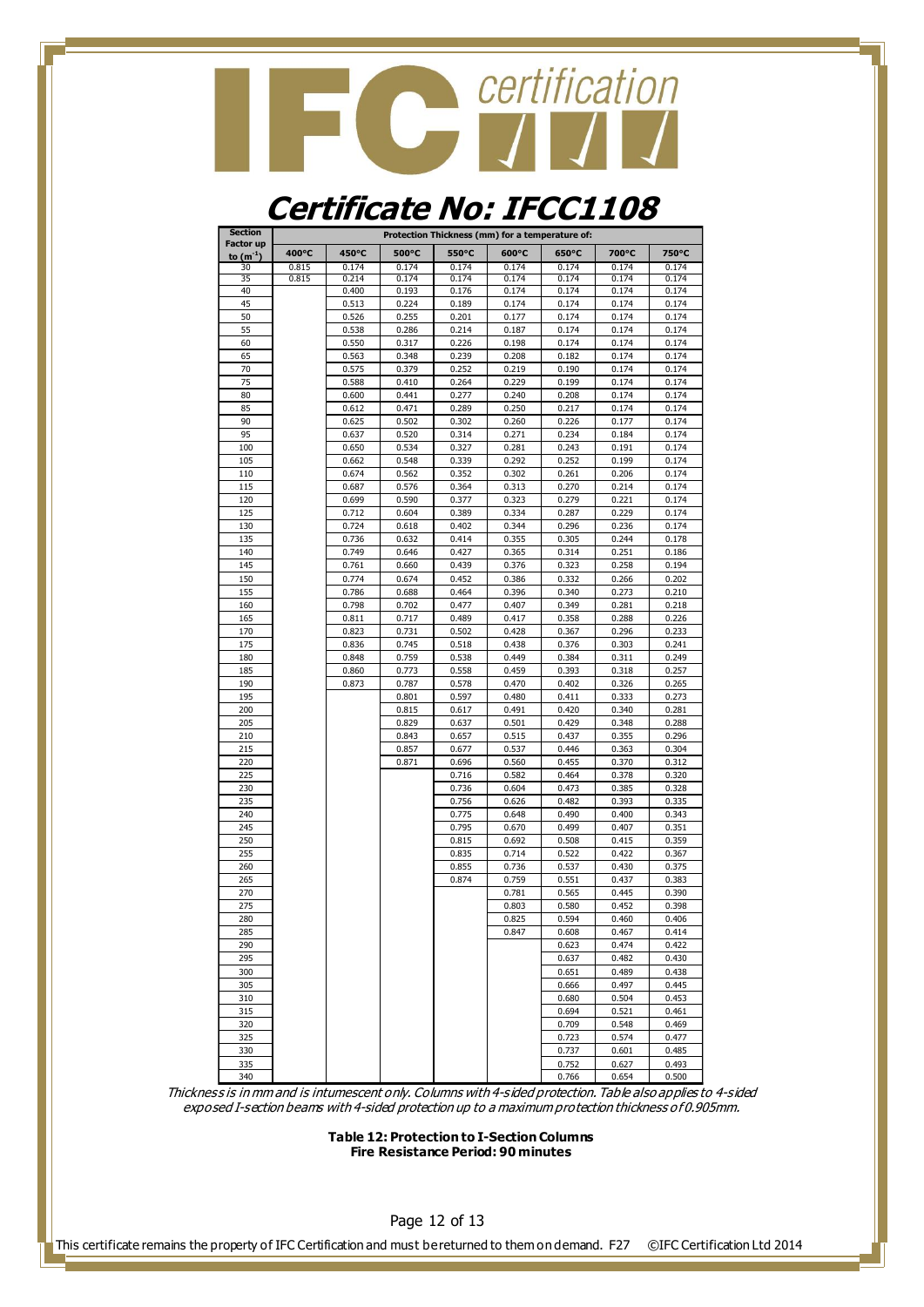# Certificate No: IFCC1108

| Section Factor up to ($m^{-1}$) | Protection Thickness (mm) for a temperature of: | | | | | | | |
|---|---|---|---|---|---|---|---|---|
| | 400°C | 450°C | 500°C | 550°C | 600°C | 650°C | 700°C | 750°C |
| 30 | 0.815 | 0.174 | 0.174 | 0.174 | 0.174 | 0.174 | 0.174 | 0.174 |
| 35 | 0.815 | 0.214 | 0.174 | 0.174 | 0.174 | 0.174 | 0.174 | 0.174 |
| 40 | | 0.400 | 0.193 | 0.176 | 0.174 | 0.174 | 0.174 | 0.174 |
| 45 | | 0.513 | 0.224 | 0.189 | 0.174 | 0.174 | 0.174 | 0.174 |
| 50 | | 0.526 | 0.255 | 0.201 | 0.177 | 0.174 | 0.174 | 0.174 |
| 55 | | 0.538 | 0.286 | 0.214 | 0.187 | 0.174 | 0.174 | 0.174 |
| 60 | | 0.550 | 0.317 | 0.226 | 0.198 | 0.174 | 0.174 | 0.174 |
| 65 | | 0.563 | 0.348 | 0.239 | 0.208 | 0.182 | 0.174 | 0.174 |
| 70 | | 0.575 | 0.379 | 0.252 | 0.219 | 0.190 | 0.174 | 0.174 |
| 75 | | 0.588 | 0.410 | 0.264 | 0.229 | 0.199 | 0.174 | 0.174 |
| 80 | | 0.600 | 0.441 | 0.277 | 0.240 | 0.208 | 0.174 | 0.174 |
| 85 | | 0.612 | 0.471 | 0.289 | 0.250 | 0.217 | 0.174 | 0.174 |
| 90 | | 0.625 | 0.502 | 0.302 | 0.260 | 0.226 | 0.177 | 0.174 |
| 95 | | 0.637 | 0.520 | 0.314 | 0.271 | 0.234 | 0.184 | 0.174 |
| 100 | | 0.650 | 0.534 | 0.327 | 0.281 | 0.243 | 0.191 | 0.174 |
| 105 | | 0.662 | 0.548 | 0.339 | 0.292 | 0.252 | 0.199 | 0.174 |
| 110 | | 0.674 | 0.562 | 0.352 | 0.302 | 0.261 | 0.206 | 0.174 |
| 115 | | 0.687 | 0.576 | 0.364 | 0.313 | 0.270 | 0.214 | 0.174 |
| 120 | | 0.699 | 0.590 | 0.377 | 0.323 | 0.279 | 0.221 | 0.174 |
| 125 | | 0.712 | 0.604 | 0.389 | 0.334 | 0.287 | 0.229 | 0.174 |
| 130 | | 0.724 | 0.618 | 0.402 | 0.344 | 0.296 | 0.236 | 0.174 |
| 135 | | 0.736 | 0.632 | 0.414 | 0.355 | 0.305 | 0.244 | 0.178 |
| 140 | | 0.749 | 0.646 | 0.427 | 0.365 | 0.314 | 0.251 | 0.186 |
| 145 | | 0.761 | 0.660 | 0.439 | 0.376 | 0.323 | 0.258 | 0.194 |
| 150 | | 0.774 | 0.674 | 0.452 | 0.386 | 0.332 | 0.266 | 0.202 |
| 155 | | 0.786 | 0.688 | 0.464 | 0.396 | 0.340 | 0.273 | 0.210 |
| 160 | | 0.798 | 0.702 | 0.477 | 0.407 | 0.349 | 0.281 | 0.218 |
| 165 | | 0.811 | 0.717 | 0.489 | 0.417 | 0.358 | 0.288 | 0.226 |
| 170 | | 0.823 | 0.731 | 0.502 | 0.428 | 0.367 | 0.296 | 0.233 |
| 175 | | 0.836 | 0.745 | 0.518 | 0.438 | 0.376 | 0.303 | 0.241 |
| 180 | | 0.848 | 0.759 | 0.538 | 0.449 | 0.384 | 0.311 | 0.249 |
| 185 | | 0.860 | 0.773 | 0.558 | 0.459 | 0.393 | 0.318 | 0.257 |
| 190 | | 0.873 | 0.787 | 0.578 | 0.470 | 0.402 | 0.326 | 0.265 |
| 195 | | | 0.801 | 0.597 | 0.480 | 0.411 | 0.333 | 0.273 |
| 200 | | | 0.815 | 0.617 | 0.491 | 0.420 | 0.340 | 0.281 |
| 205 | | | 0.829 | 0.637 | 0.501 | 0.429 | 0.348 | 0.288 |
| 210 | | | 0.843 | 0.657 | 0.515 | 0.437 | 0.355 | 0.296 |
| 215 | | | 0.857 | 0.677 | 0.537 | 0.446 | 0.363 | 0.304 |
| 220 | | | 0.871 | 0.696 | 0.560 | 0.455 | 0.370 | 0.312 |
| 225 | | | | 0.716 | 0.582 | 0.464 | 0.378 | 0.320 |
| 230 | | | | 0.736 | 0.604 | 0.473 | 0.385 | 0.328 |
| 235 | | | | 0.756 | 0.626 | 0.482 | 0.393 | 0.335 |
| 240 | | | | 0.775 | 0.648 | 0.490 | 0.400 | 0.343 |
| 245 | | | | 0.795 | 0.670 | 0.499 | 0.407 | 0.351 |
| 250 | | | | 0.815 | 0.692 | 0.508 | 0.415 | 0.359 |
| 255 | | | | 0.835 | 0.714 | 0.522 | 0.422 | 0.367 |
| 260 | | | | 0.855 | 0.736 | 0.537 | 0.430 | 0.375 |
| 265 | | | | 0.874 | 0.759 | 0.551 | 0.437 | 0.383 |
| 270 | | | | | 0.781 | 0.565 | 0.445 | 0.390 |
| 275 | | | | | 0.803 | 0.580 | 0.452 | 0.398 |
| 280 | | | | | 0.825 | 0.594 | 0.460 | 0.406 |
| 285 | | | | | 0.847 | 0.608 | 0.467 | 0.414 |
| 290 | | | | | | 0.623 | 0.474 | 0.422 |
| 295 | | | | | | 0.637 | 0.482 | 0.430 |
| 300 | | | | | | 0.651 | 0.489 | 0.438 |
| 305 | | | | | | 0.666 | 0.497 | 0.445 |
| 310 | | | | | | 0.680 | 0.504 | 0.453 |
| 315 | | | | | | 0.694 | 0.521 | 0.461 |
| 320 | | | | | | 0.709 | 0.548 | 0.469 |
| 325 | | | | | | 0.723 | 0.574 | 0.477 |
| 330 | | | | | | 0.737 | 0.601 | 0.485 |
| 335 | | | | | | 0.752 | 0.627 | 0.493 |
| 340 | | | | | | 0.766 | 0.654 | 0.500 |

*Thickness is in mm and is intumescent only. Columns with 4-sided protection. Table also applies to 4-sided exposed I-section beams with 4-sided protection up to a maximum protection thickness of 0.905mm.*

**Table 12: Protection to I-Section Columns**
**Fire Resistance Period: 90 minutes**

This certificate remains the property of IFC Certification and must be returned to them on demand. F27 ©IFC Certification Ltd 2014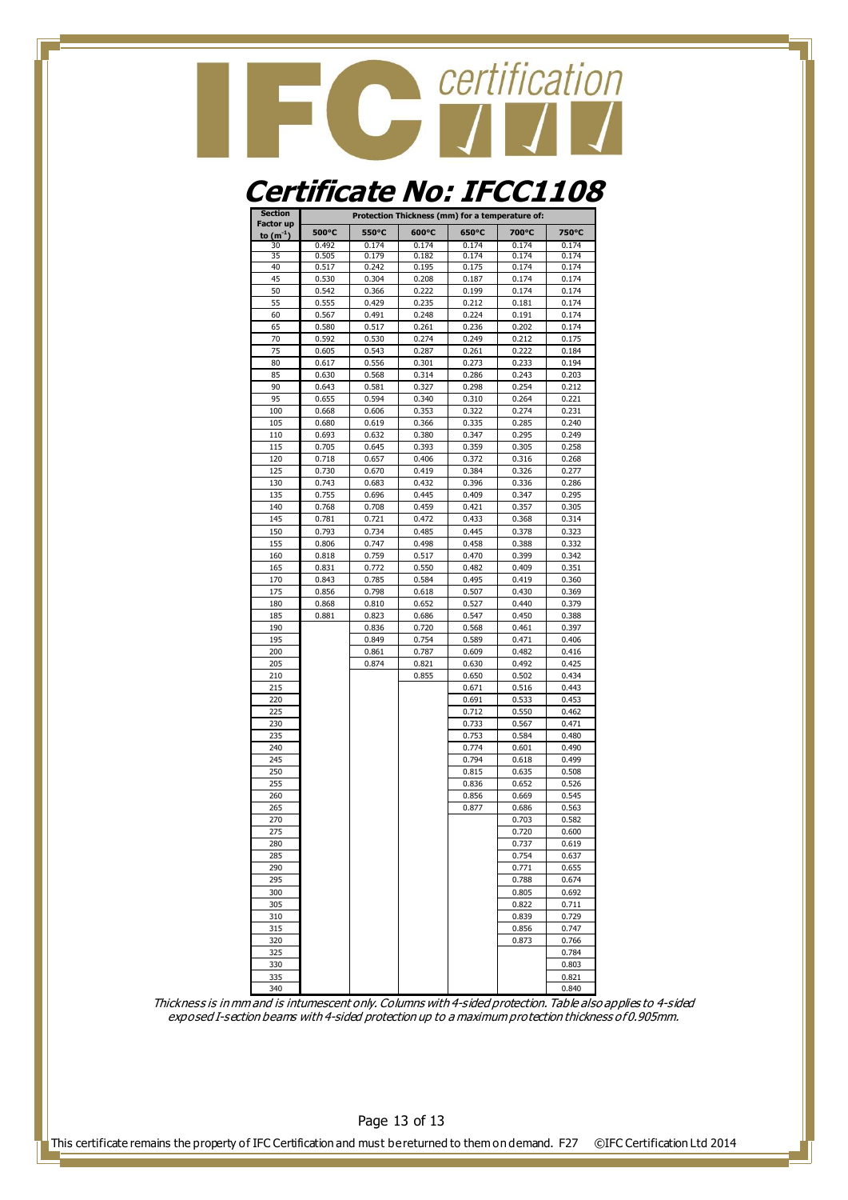# Certificate No: IFCC1108

| Section Factor up to ($m^{-1}$) | Protection Thickness (mm) for a temperature of: | | | | | |
|---|---|---|---|---|---|---|
| | 500°C | 550°C | 600°C | 650°C | 700°C | 750°C |
| 30 | 0.492 | 0.174 | 0.174 | 0.174 | 0.174 | 0.174 |
| 35 | 0.505 | 0.179 | 0.182 | 0.174 | 0.174 | 0.174 |
| 40 | 0.517 | 0.242 | 0.195 | 0.175 | 0.174 | 0.174 |
| 45 | 0.530 | 0.304 | 0.208 | 0.187 | 0.174 | 0.174 |
| 50 | 0.542 | 0.366 | 0.222 | 0.199 | 0.174 | 0.174 |
| 55 | 0.555 | 0.429 | 0.235 | 0.212 | 0.181 | 0.174 |
| 60 | 0.567 | 0.491 | 0.248 | 0.224 | 0.191 | 0.174 |
| 65 | 0.580 | 0.517 | 0.261 | 0.236 | 0.202 | 0.174 |
| 70 | 0.592 | 0.530 | 0.274 | 0.249 | 0.212 | 0.175 |
| 75 | 0.605 | 0.543 | 0.287 | 0.261 | 0.222 | 0.184 |
| 80 | 0.617 | 0.556 | 0.301 | 0.273 | 0.233 | 0.194 |
| 85 | 0.630 | 0.568 | 0.314 | 0.286 | 0.243 | 0.203 |
| 90 | 0.643 | 0.581 | 0.327 | 0.298 | 0.254 | 0.212 |
| 95 | 0.655 | 0.594 | 0.340 | 0.310 | 0.264 | 0.221 |
| 100 | 0.668 | 0.606 | 0.353 | 0.322 | 0.274 | 0.231 |
| 105 | 0.680 | 0.619 | 0.366 | 0.335 | 0.285 | 0.240 |
| 110 | 0.693 | 0.632 | 0.380 | 0.347 | 0.295 | 0.249 |
| 115 | 0.705 | 0.645 | 0.393 | 0.359 | 0.305 | 0.258 |
| 120 | 0.718 | 0.657 | 0.406 | 0.372 | 0.316 | 0.268 |
| 125 | 0.730 | 0.670 | 0.419 | 0.384 | 0.326 | 0.277 |
| 130 | 0.743 | 0.683 | 0.432 | 0.396 | 0.336 | 0.286 |
| 135 | 0.755 | 0.696 | 0.445 | 0.409 | 0.347 | 0.295 |
| 140 | 0.768 | 0.708 | 0.459 | 0.421 | 0.357 | 0.305 |
| 145 | 0.781 | 0.721 | 0.472 | 0.433 | 0.368 | 0.314 |
| 150 | 0.793 | 0.734 | 0.485 | 0.445 | 0.378 | 0.323 |
| 155 | 0.806 | 0.747 | 0.498 | 0.458 | 0.388 | 0.332 |
| 160 | 0.818 | 0.759 | 0.517 | 0.470 | 0.399 | 0.342 |
| 165 | 0.831 | 0.772 | 0.550 | 0.482 | 0.409 | 0.351 |
| 170 | 0.843 | 0.785 | 0.584 | 0.495 | 0.419 | 0.360 |
| 175 | 0.856 | 0.798 | 0.618 | 0.507 | 0.430 | 0.369 |
| 180 | 0.868 | 0.810 | 0.652 | 0.527 | 0.440 | 0.379 |
| 185 | 0.881 | 0.823 | 0.686 | 0.547 | 0.450 | 0.388 |
| 190 | | 0.836 | 0.720 | 0.568 | 0.461 | 0.397 |
| 195 | | 0.849 | 0.754 | 0.589 | 0.471 | 0.406 |
| 200 | | 0.861 | 0.787 | 0.609 | 0.482 | 0.416 |
| 205 | | 0.874 | 0.821 | 0.630 | 0.492 | 0.425 |
| 210 | | | 0.855 | 0.650 | 0.502 | 0.434 |
| 215 | | | | 0.671 | 0.516 | 0.443 |
| 220 | | | | 0.691 | 0.533 | 0.453 |
| 225 | | | | 0.712 | 0.550 | 0.462 |
| 230 | | | | 0.733 | 0.567 | 0.471 |
| 235 | | | | 0.753 | 0.584 | 0.480 |
| 240 | | | | 0.774 | 0.601 | 0.490 |
| 245 | | | | 0.794 | 0.618 | 0.499 |
| 250 | | | | 0.815 | 0.635 | 0.508 |
| 255 | | | | 0.836 | 0.652 | 0.526 |
| 260 | | | | 0.856 | 0.669 | 0.545 |
| 265 | | | | 0.877 | 0.686 | 0.563 |
| 270 | | | | | 0.703 | 0.582 |
| 275 | | | | | 0.720 | 0.600 |
| 280 | | | | | 0.737 | 0.619 |
| 285 | | | | | 0.754 | 0.637 |
| 290 | | | | | 0.771 | 0.655 |
| 295 | | | | | 0.788 | 0.674 |
| 300 | | | | | 0.805 | 0.692 |
| 305 | | | | | 0.822 | 0.711 |
| 310 | | | | | 0.839 | 0.729 |
| 315 | | | | | 0.856 | 0.747 |
| 320 | | | | | 0.873 | 0.766 |
| 325 | | | | | | 0.784 |
| 330 | | | | | | 0.803 |
| 335 | | | | | | 0.821 |
| 340 | | | | | | 0.840 |

*Thickness is in mm and is intumescent only. Columns with 4-sided protection. Table also applies to 4-sided exposed I-section beams with 4-sided protection up to a maximum protection thickness of 0.905mm.*

This certificate remains the property of IFC Certification and must be returned to them on demand. F27 ©IFC Certification Ltd 2014